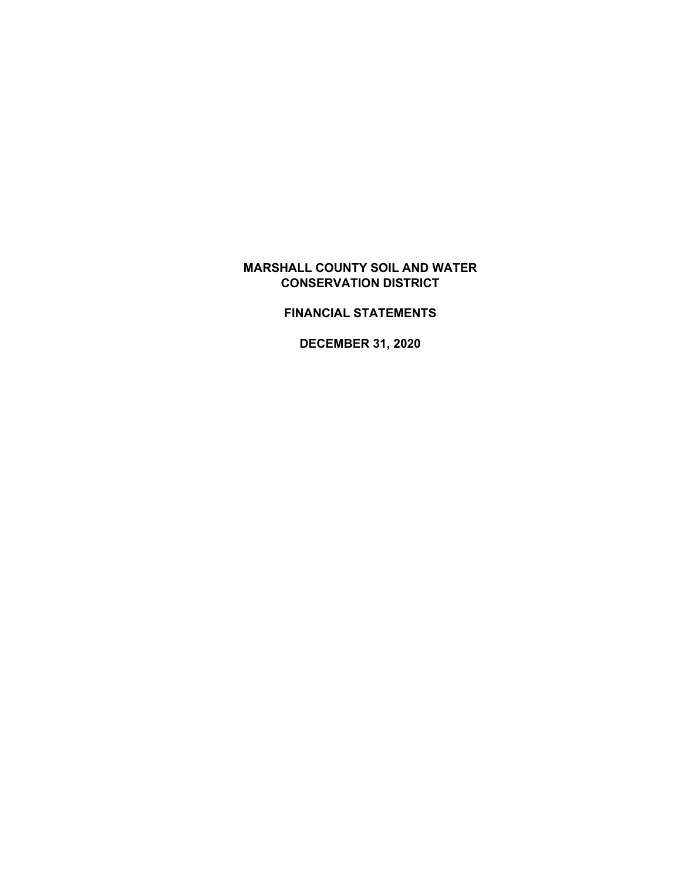# MARSHALL COUNTY SOIL AND WATER CONSERVATION DISTRICT

## FINANCIAL STATEMENTS

## DECEMBER 31, 2020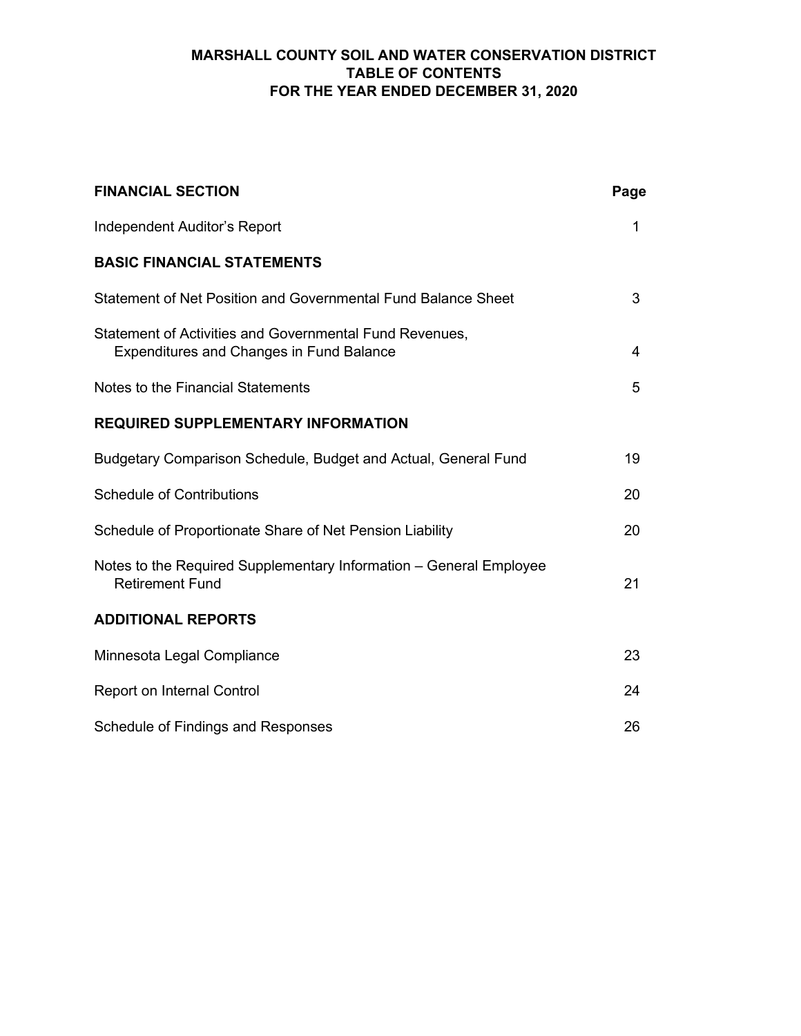# MARSHALL COUNTY SOIL AND WATER CONSERVATION DISTRICT
## TABLE OF CONTENTS
## FOR THE YEAR ENDED DECEMBER 31, 2020

| **FINANCIAL SECTION** | **Page** |
|---|---|
| Independent Auditor's Report | 1 |
| **BASIC FINANCIAL STATEMENTS** | |
| Statement of Net Position and Governmental Fund Balance Sheet | 3 |
| Statement of Activities and Governmental Fund Revenues, Expenditures and Changes in Fund Balance | 4 |
| Notes to the Financial Statements | 5 |
| **REQUIRED SUPPLEMENTARY INFORMATION** | |
| Budgetary Comparison Schedule, Budget and Actual, General Fund | 19 |
| Schedule of Contributions | 20 |
| Schedule of Proportionate Share of Net Pension Liability | 20 |
| Notes to the Required Supplementary Information – General Employee Retirement Fund | 21 |
| **ADDITIONAL REPORTS** | |
| Minnesota Legal Compliance | 23 |
| Report on Internal Control | 24 |
| Schedule of Findings and Responses | 26 |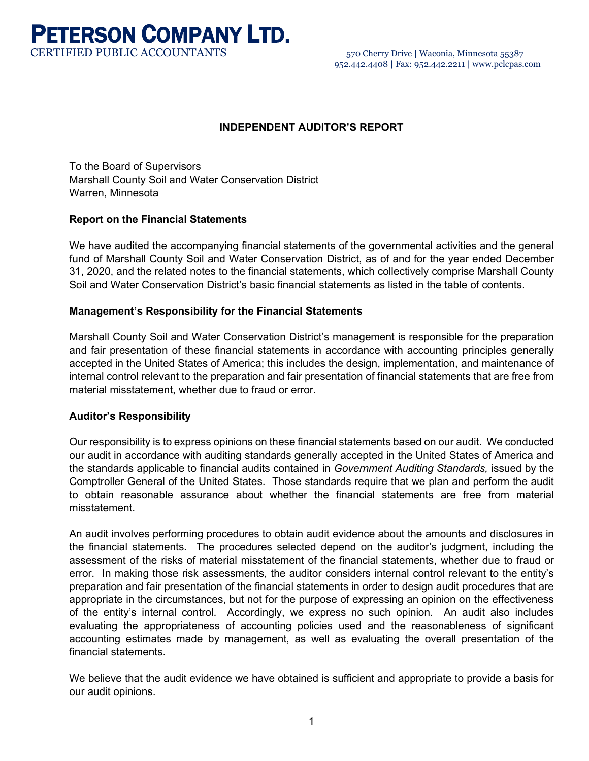# PETERSON COMPANY LTD.

CERTIFIED PUBLIC ACCOUNTANTS

570 Cherry Drive | Waconia, Minnesota 55387
952.442.4408 | Fax: 952.442.2211 | www.pclcpas.com

## INDEPENDENT AUDITOR'S REPORT

To the Board of Supervisors
Marshall County Soil and Water Conservation District
Warren, Minnesota

### Report on the Financial Statements

We have audited the accompanying financial statements of the governmental activities and the general fund of Marshall County Soil and Water Conservation District, as of and for the year ended December 31, 2020, and the related notes to the financial statements, which collectively comprise Marshall County Soil and Water Conservation District's basic financial statements as listed in the table of contents.

### Management's Responsibility for the Financial Statements

Marshall County Soil and Water Conservation District's management is responsible for the preparation and fair presentation of these financial statements in accordance with accounting principles generally accepted in the United States of America; this includes the design, implementation, and maintenance of internal control relevant to the preparation and fair presentation of financial statements that are free from material misstatement, whether due to fraud or error.

### Auditor's Responsibility

Our responsibility is to express opinions on these financial statements based on our audit. We conducted our audit in accordance with auditing standards generally accepted in the United States of America and the standards applicable to financial audits contained in *Government Auditing Standards,* issued by the Comptroller General of the United States. Those standards require that we plan and perform the audit to obtain reasonable assurance about whether the financial statements are free from material misstatement.

An audit involves performing procedures to obtain audit evidence about the amounts and disclosures in the financial statements. The procedures selected depend on the auditor's judgment, including the assessment of the risks of material misstatement of the financial statements, whether due to fraud or error. In making those risk assessments, the auditor considers internal control relevant to the entity's preparation and fair presentation of the financial statements in order to design audit procedures that are appropriate in the circumstances, but not for the purpose of expressing an opinion on the effectiveness of the entity's internal control. Accordingly, we express no such opinion. An audit also includes evaluating the appropriateness of accounting policies used and the reasonableness of significant accounting estimates made by management, as well as evaluating the overall presentation of the financial statements.

We believe that the audit evidence we have obtained is sufficient and appropriate to provide a basis for our audit opinions.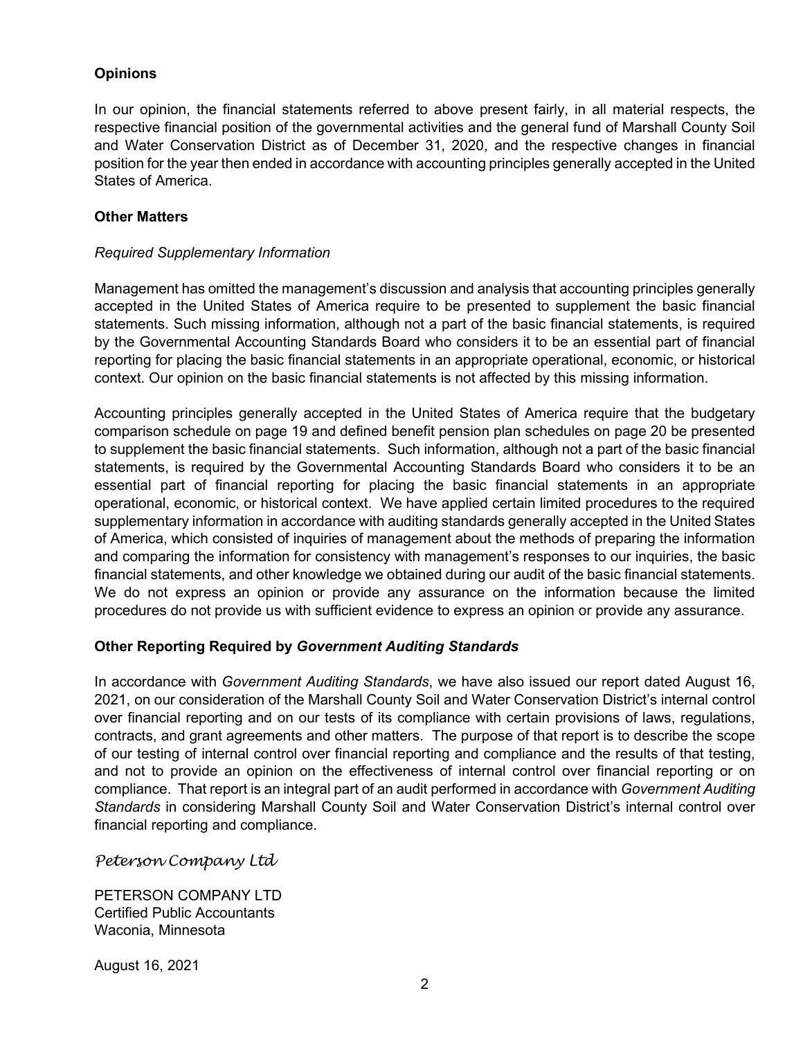**Opinions**

In our opinion, the financial statements referred to above present fairly, in all material respects, the respective financial position of the governmental activities and the general fund of Marshall County Soil and Water Conservation District as of December 31, 2020, and the respective changes in financial position for the year then ended in accordance with accounting principles generally accepted in the United States of America.

**Other Matters**

*Required Supplementary Information*

Management has omitted the management's discussion and analysis that accounting principles generally accepted in the United States of America require to be presented to supplement the basic financial statements. Such missing information, although not a part of the basic financial statements, is required by the Governmental Accounting Standards Board who considers it to be an essential part of financial reporting for placing the basic financial statements in an appropriate operational, economic, or historical context. Our opinion on the basic financial statements is not affected by this missing information.

Accounting principles generally accepted in the United States of America require that the budgetary comparison schedule on page 19 and defined benefit pension plan schedules on page 20 be presented to supplement the basic financial statements. Such information, although not a part of the basic financial statements, is required by the Governmental Accounting Standards Board who considers it to be an essential part of financial reporting for placing the basic financial statements in an appropriate operational, economic, or historical context. We have applied certain limited procedures to the required supplementary information in accordance with auditing standards generally accepted in the United States of America, which consisted of inquiries of management about the methods of preparing the information and comparing the information for consistency with management's responses to our inquiries, the basic financial statements, and other knowledge we obtained during our audit of the basic financial statements. We do not express an opinion or provide any assurance on the information because the limited procedures do not provide us with sufficient evidence to express an opinion or provide any assurance.

**Other Reporting Required by *Government Auditing Standards***

In accordance with *Government Auditing Standards*, we have also issued our report dated August 16, 2021, on our consideration of the Marshall County Soil and Water Conservation District's internal control over financial reporting and on our tests of its compliance with certain provisions of laws, regulations, contracts, and grant agreements and other matters. The purpose of that report is to describe the scope of our testing of internal control over financial reporting and compliance and the results of that testing, and not to provide an opinion on the effectiveness of internal control over financial reporting or on compliance. That report is an integral part of an audit performed in accordance with *Government Auditing Standards* in considering Marshall County Soil and Water Conservation District's internal control over financial reporting and compliance.

*Peterson Company Ltd*

PETERSON COMPANY LTD
Certified Public Accountants
Waconia, Minnesota

August 16, 2021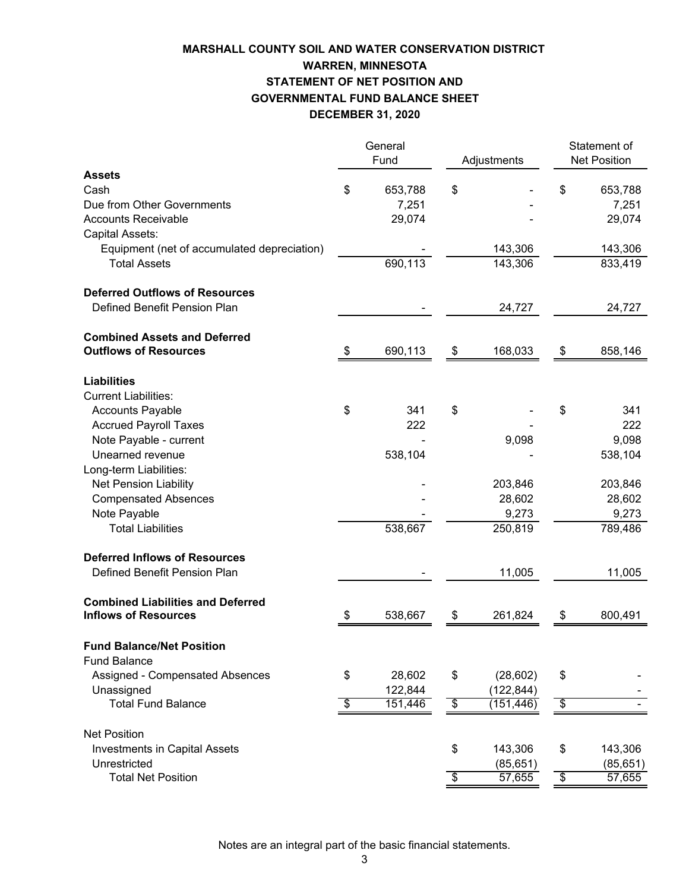# MARSHALL COUNTY SOIL AND WATER CONSERVATION DISTRICT
## WARREN, MINNESOTA
## STATEMENT OF NET POSITION AND GOVERNMENTAL FUND BALANCE SHEET
## DECEMBER 31, 2020

| | General Fund | Adjustments | Statement of Net Position |
|---|---|---|---|
| **Assets** | | | |
| Cash | $ 653,788 | $ - | $ 653,788 |
| Due from Other Governments | 7,251 | - | 7,251 |
| Accounts Receivable | 29,074 | - | 29,074 |
| Capital Assets: | | | |
| Equipment (net of accumulated depreciation) | - | 143,306 | 143,306 |
| Total Assets | 690,113 | 143,306 | 833,419 |
| **Deferred Outflows of Resources** | | | |
| Defined Benefit Pension Plan | - | 24,727 | 24,727 |
| **Combined Assets and Deferred Outflows of Resources** | $ 690,113 | $ 168,033 | $ 858,146 |
| **Liabilities** | | | |
| Current Liabilities: | | | |
| Accounts Payable | $ 341 | $ - | $ 341 |
| Accrued Payroll Taxes | 222 | - | 222 |
| Note Payable - current | - | 9,098 | 9,098 |
| Unearned revenue | 538,104 | - | 538,104 |
| Long-term Liabilities: | | | |
| Net Pension Liability | - | 203,846 | 203,846 |
| Compensated Absences | - | 28,602 | 28,602 |
| Note Payable | - | 9,273 | 9,273 |
| Total Liabilities | 538,667 | 250,819 | 789,486 |
| **Deferred Inflows of Resources** | | | |
| Defined Benefit Pension Plan | - | 11,005 | 11,005 |
| **Combined Liabilities and Deferred Inflows of Resources** | $ 538,667 | $ 261,824 | $ 800,491 |
| **Fund Balance/Net Position** | | | |
| Fund Balance | | | |
| Assigned - Compensated Absences | $ 28,602 | $ (28,602) | $ - |
| Unassigned | 122,844 | (122,844) | - |
| Total Fund Balance | $ 151,446 | $ (151,446) | $ - |
| Net Position | | | |
| Investments in Capital Assets | | $ 143,306 | $ 143,306 |
| Unrestricted | | (85,651) | (85,651) |
| Total Net Position | | $ 57,655 | $ 57,655 |

Notes are an integral part of the basic financial statements.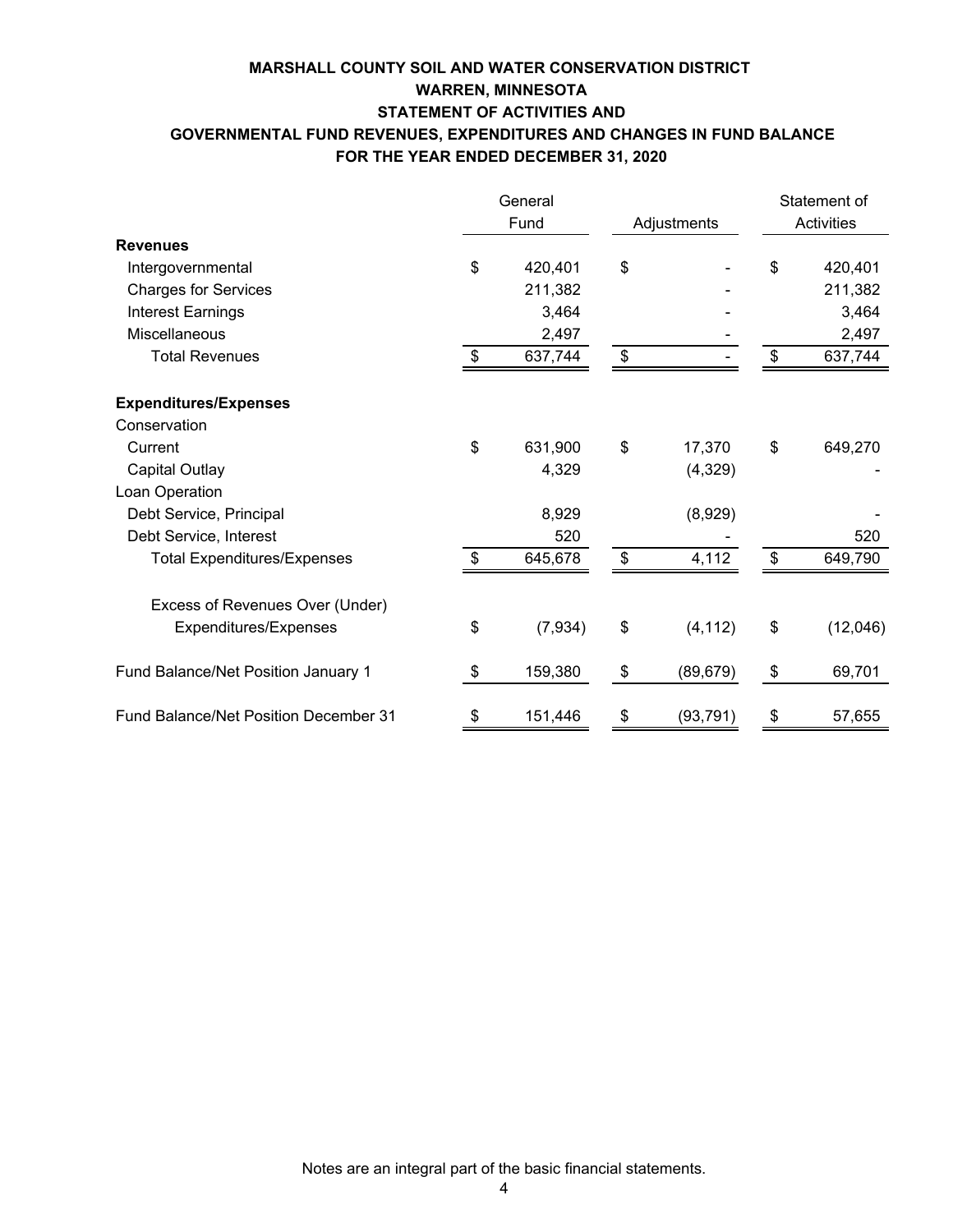# MARSHALL COUNTY SOIL AND WATER CONSERVATION DISTRICT
## WARREN, MINNESOTA
## STATEMENT OF ACTIVITIES AND
## GOVERNMENTAL FUND REVENUES, EXPENDITURES AND CHANGES IN FUND BALANCE
## FOR THE YEAR ENDED DECEMBER 31, 2020

| | General Fund | Adjustments | Statement of Activities |
|---|---|---|---|
| **Revenues** | | | |
| Intergovernmental | $ 420,401 | $ - | $ 420,401 |
| Charges for Services | 211,382 | - | 211,382 |
| Interest Earnings | 3,464 | - | 3,464 |
| Miscellaneous | 2,497 | - | 2,497 |
| Total Revenues | $ 637,744 | $ - | $ 637,744 |
| **Expenditures/Expenses** | | | |
| Conservation | | | |
| Current | $ 631,900 | $ 17,370 | $ 649,270 |
| Capital Outlay | 4,329 | (4,329) | - |
| Loan Operation | | | |
| Debt Service, Principal | 8,929 | (8,929) | - |
| Debt Service, Interest | 520 | - | 520 |
| Total Expenditures/Expenses | $ 645,678 | $ 4,112 | $ 649,790 |
| Excess of Revenues Over (Under) Expenditures/Expenses | $ (7,934) | $ (4,112) | $ (12,046) |
| Fund Balance/Net Position January 1 | $ 159,380 | $ (89,679) | $ 69,701 |
| Fund Balance/Net Position December 31 | $ 151,446 | $ (93,791) | $ 57,655 |

Notes are an integral part of the basic financial statements.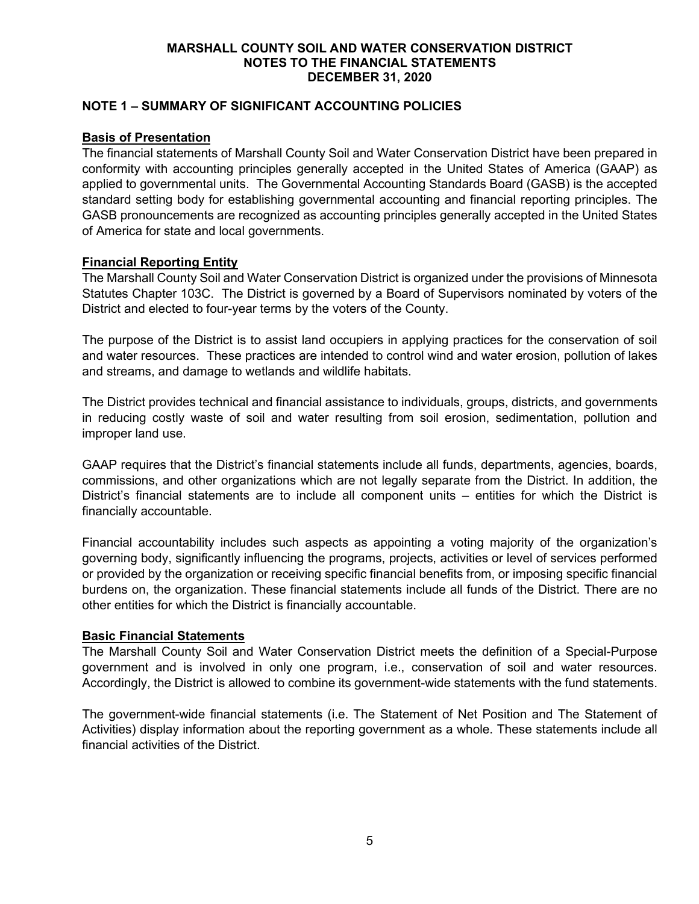**MARSHALL COUNTY SOIL AND WATER CONSERVATION DISTRICT**
**NOTES TO THE FINANCIAL STATEMENTS**
**DECEMBER 31, 2020**

## NOTE 1 – SUMMARY OF SIGNIFICANT ACCOUNTING POLICIES

### Basis of Presentation

The financial statements of Marshall County Soil and Water Conservation District have been prepared in conformity with accounting principles generally accepted in the United States of America (GAAP) as applied to governmental units. The Governmental Accounting Standards Board (GASB) is the accepted standard setting body for establishing governmental accounting and financial reporting principles. The GASB pronouncements are recognized as accounting principles generally accepted in the United States of America for state and local governments.

### Financial Reporting Entity

The Marshall County Soil and Water Conservation District is organized under the provisions of Minnesota Statutes Chapter 103C. The District is governed by a Board of Supervisors nominated by voters of the District and elected to four-year terms by the voters of the County.

The purpose of the District is to assist land occupiers in applying practices for the conservation of soil and water resources. These practices are intended to control wind and water erosion, pollution of lakes and streams, and damage to wetlands and wildlife habitats.

The District provides technical and financial assistance to individuals, groups, districts, and governments in reducing costly waste of soil and water resulting from soil erosion, sedimentation, pollution and improper land use.

GAAP requires that the District's financial statements include all funds, departments, agencies, boards, commissions, and other organizations which are not legally separate from the District. In addition, the District's financial statements are to include all component units – entities for which the District is financially accountable.

Financial accountability includes such aspects as appointing a voting majority of the organization's governing body, significantly influencing the programs, projects, activities or level of services performed or provided by the organization or receiving specific financial benefits from, or imposing specific financial burdens on, the organization. These financial statements include all funds of the District. There are no other entities for which the District is financially accountable.

### Basic Financial Statements

The Marshall County Soil and Water Conservation District meets the definition of a Special-Purpose government and is involved in only one program, i.e., conservation of soil and water resources. Accordingly, the District is allowed to combine its government-wide statements with the fund statements.

The government-wide financial statements (i.e. The Statement of Net Position and The Statement of Activities) display information about the reporting government as a whole. These statements include all financial activities of the District.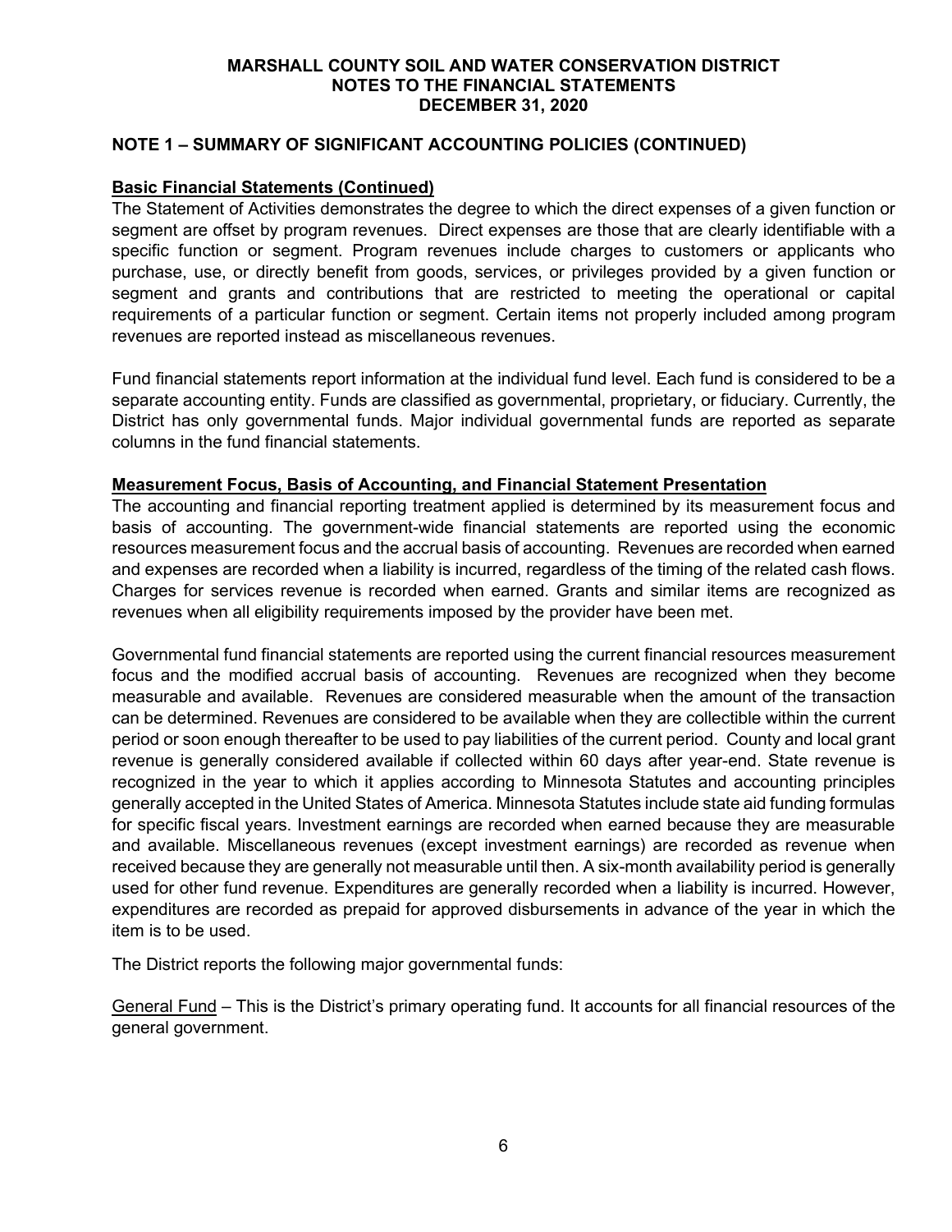# MARSHALL COUNTY SOIL AND WATER CONSERVATION DISTRICT
## NOTES TO THE FINANCIAL STATEMENTS
## DECEMBER 31, 2020

## NOTE 1 – SUMMARY OF SIGNIFICANT ACCOUNTING POLICIES (CONTINUED)

### Basic Financial Statements (Continued)

The Statement of Activities demonstrates the degree to which the direct expenses of a given function or segment are offset by program revenues. Direct expenses are those that are clearly identifiable with a specific function or segment. Program revenues include charges to customers or applicants who purchase, use, or directly benefit from goods, services, or privileges provided by a given function or segment and grants and contributions that are restricted to meeting the operational or capital requirements of a particular function or segment. Certain items not properly included among program revenues are reported instead as miscellaneous revenues.

Fund financial statements report information at the individual fund level. Each fund is considered to be a separate accounting entity. Funds are classified as governmental, proprietary, or fiduciary. Currently, the District has only governmental funds. Major individual governmental funds are reported as separate columns in the fund financial statements.

### Measurement Focus, Basis of Accounting, and Financial Statement Presentation

The accounting and financial reporting treatment applied is determined by its measurement focus and basis of accounting. The government-wide financial statements are reported using the economic resources measurement focus and the accrual basis of accounting. Revenues are recorded when earned and expenses are recorded when a liability is incurred, regardless of the timing of the related cash flows. Charges for services revenue is recorded when earned. Grants and similar items are recognized as revenues when all eligibility requirements imposed by the provider have been met.

Governmental fund financial statements are reported using the current financial resources measurement focus and the modified accrual basis of accounting. Revenues are recognized when they become measurable and available. Revenues are considered measurable when the amount of the transaction can be determined. Revenues are considered to be available when they are collectible within the current period or soon enough thereafter to be used to pay liabilities of the current period. County and local grant revenue is generally considered available if collected within 60 days after year-end. State revenue is recognized in the year to which it applies according to Minnesota Statutes and accounting principles generally accepted in the United States of America. Minnesota Statutes include state aid funding formulas for specific fiscal years. Investment earnings are recorded when earned because they are measurable and available. Miscellaneous revenues (except investment earnings) are recorded as revenue when received because they are generally not measurable until then. A six-month availability period is generally used for other fund revenue. Expenditures are generally recorded when a liability is incurred. However, expenditures are recorded as prepaid for approved disbursements in advance of the year in which the item is to be used.

The District reports the following major governmental funds:

General Fund – This is the District's primary operating fund. It accounts for all financial resources of the general government.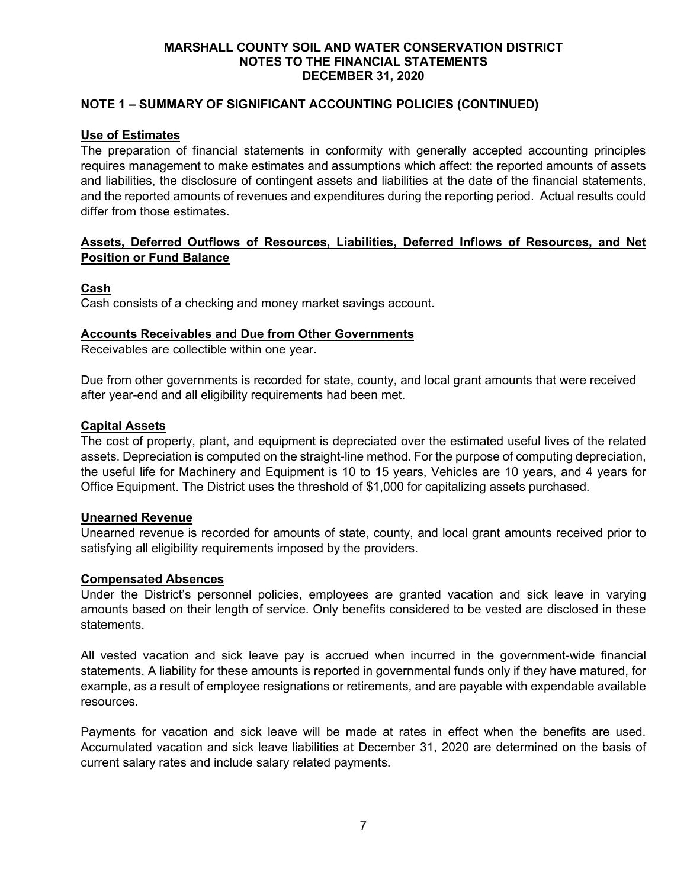# MARSHALL COUNTY SOIL AND WATER CONSERVATION DISTRICT
## NOTES TO THE FINANCIAL STATEMENTS
## DECEMBER 31, 2020

### NOTE 1 – SUMMARY OF SIGNIFICANT ACCOUNTING POLICIES (CONTINUED)

**Use of Estimates**

The preparation of financial statements in conformity with generally accepted accounting principles requires management to make estimates and assumptions which affect: the reported amounts of assets and liabilities, the disclosure of contingent assets and liabilities at the date of the financial statements, and the reported amounts of revenues and expenditures during the reporting period. Actual results could differ from those estimates.

**Assets, Deferred Outflows of Resources, Liabilities, Deferred Inflows of Resources, and Net Position or Fund Balance**

**Cash**

Cash consists of a checking and money market savings account.

**Accounts Receivables and Due from Other Governments**

Receivables are collectible within one year.

Due from other governments is recorded for state, county, and local grant amounts that were received after year-end and all eligibility requirements had been met.

**Capital Assets**

The cost of property, plant, and equipment is depreciated over the estimated useful lives of the related assets. Depreciation is computed on the straight-line method. For the purpose of computing depreciation, the useful life for Machinery and Equipment is 10 to 15 years, Vehicles are 10 years, and 4 years for Office Equipment. The District uses the threshold of $1,000 for capitalizing assets purchased.

**Unearned Revenue**

Unearned revenue is recorded for amounts of state, county, and local grant amounts received prior to satisfying all eligibility requirements imposed by the providers.

**Compensated Absences**

Under the District's personnel policies, employees are granted vacation and sick leave in varying amounts based on their length of service. Only benefits considered to be vested are disclosed in these statements.

All vested vacation and sick leave pay is accrued when incurred in the government-wide financial statements. A liability for these amounts is reported in governmental funds only if they have matured, for example, as a result of employee resignations or retirements, and are payable with expendable available resources.

Payments for vacation and sick leave will be made at rates in effect when the benefits are used. Accumulated vacation and sick leave liabilities at December 31, 2020 are determined on the basis of current salary rates and include salary related payments.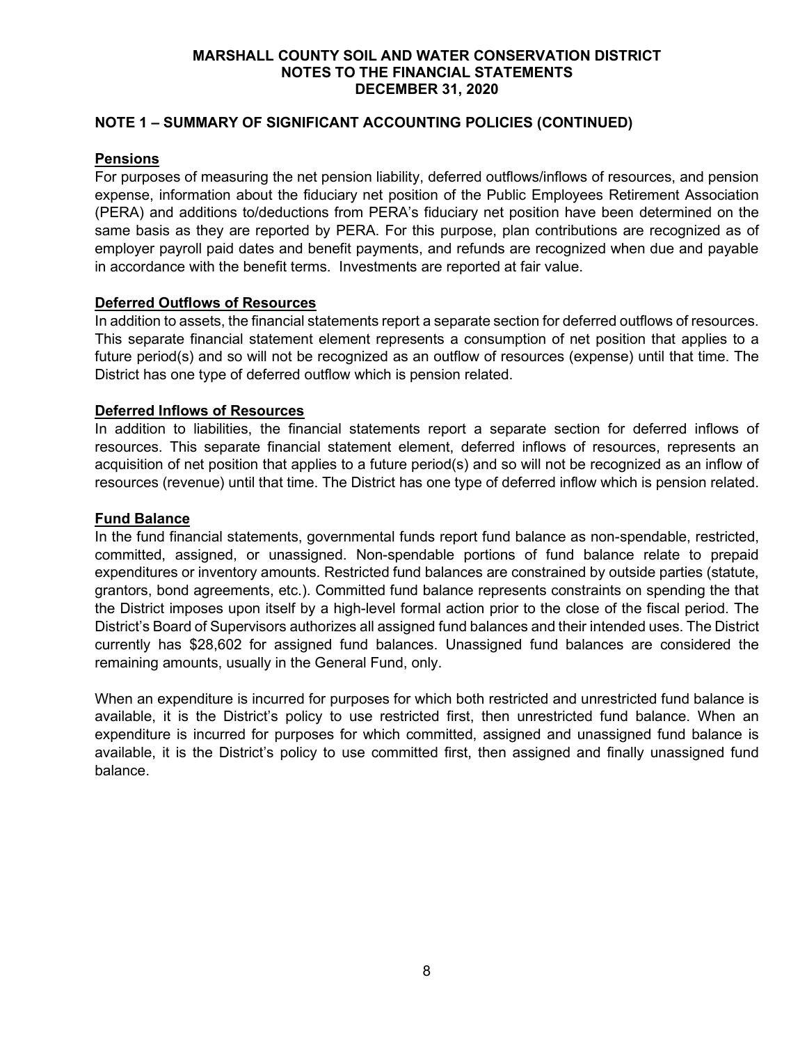# MARSHALL COUNTY SOIL AND WATER CONSERVATION DISTRICT
## NOTES TO THE FINANCIAL STATEMENTS
## DECEMBER 31, 2020

### NOTE 1 – SUMMARY OF SIGNIFICANT ACCOUNTING POLICIES (CONTINUED)

**Pensions**

For purposes of measuring the net pension liability, deferred outflows/inflows of resources, and pension expense, information about the fiduciary net position of the Public Employees Retirement Association (PERA) and additions to/deductions from PERA's fiduciary net position have been determined on the same basis as they are reported by PERA. For this purpose, plan contributions are recognized as of employer payroll paid dates and benefit payments, and refunds are recognized when due and payable in accordance with the benefit terms. Investments are reported at fair value.

**Deferred Outflows of Resources**

In addition to assets, the financial statements report a separate section for deferred outflows of resources. This separate financial statement element represents a consumption of net position that applies to a future period(s) and so will not be recognized as an outflow of resources (expense) until that time. The District has one type of deferred outflow which is pension related.

**Deferred Inflows of Resources**

In addition to liabilities, the financial statements report a separate section for deferred inflows of resources. This separate financial statement element, deferred inflows of resources, represents an acquisition of net position that applies to a future period(s) and so will not be recognized as an inflow of resources (revenue) until that time. The District has one type of deferred inflow which is pension related.

**Fund Balance**

In the fund financial statements, governmental funds report fund balance as non-spendable, restricted, committed, assigned, or unassigned. Non-spendable portions of fund balance relate to prepaid expenditures or inventory amounts. Restricted fund balances are constrained by outside parties (statute, grantors, bond agreements, etc.). Committed fund balance represents constraints on spending the that the District imposes upon itself by a high-level formal action prior to the close of the fiscal period. The District's Board of Supervisors authorizes all assigned fund balances and their intended uses. The District currently has $28,602 for assigned fund balances. Unassigned fund balances are considered the remaining amounts, usually in the General Fund, only.

When an expenditure is incurred for purposes for which both restricted and unrestricted fund balance is available, it is the District's policy to use restricted first, then unrestricted fund balance. When an expenditure is incurred for purposes for which committed, assigned and unassigned fund balance is available, it is the District's policy to use committed first, then assigned and finally unassigned fund balance.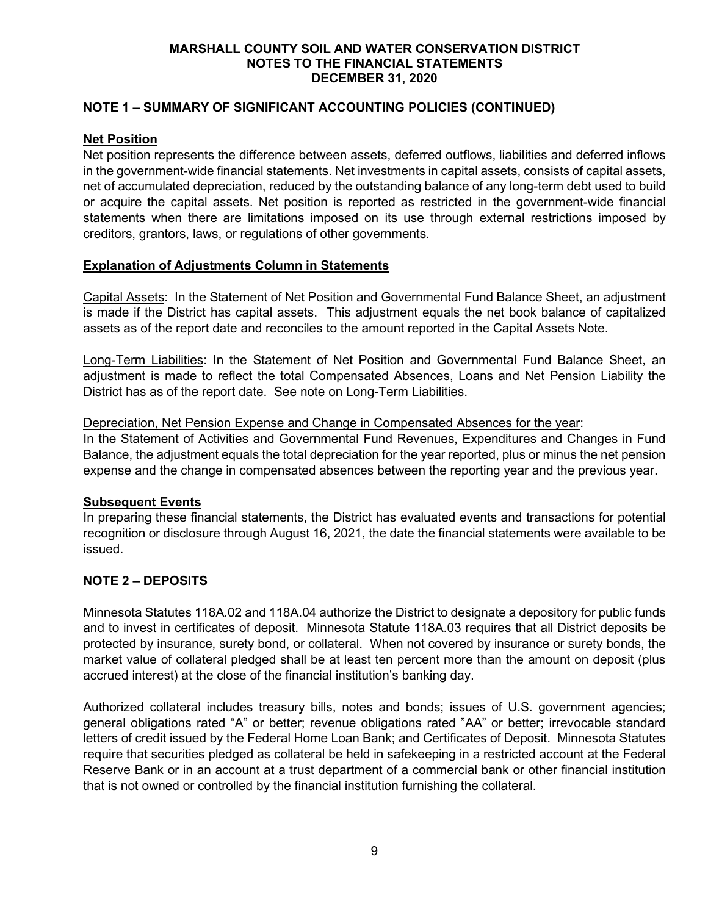# MARSHALL COUNTY SOIL AND WATER CONSERVATION DISTRICT
# NOTES TO THE FINANCIAL STATEMENTS
# DECEMBER 31, 2020

## NOTE 1 – SUMMARY OF SIGNIFICANT ACCOUNTING POLICIES (CONTINUED)

### Net Position

Net position represents the difference between assets, deferred outflows, liabilities and deferred inflows in the government-wide financial statements. Net investments in capital assets, consists of capital assets, net of accumulated depreciation, reduced by the outstanding balance of any long-term debt used to build or acquire the capital assets. Net position is reported as restricted in the government-wide financial statements when there are limitations imposed on its use through external restrictions imposed by creditors, grantors, laws, or regulations of other governments.

### Explanation of Adjustments Column in Statements

Capital Assets: In the Statement of Net Position and Governmental Fund Balance Sheet, an adjustment is made if the District has capital assets. This adjustment equals the net book balance of capitalized assets as of the report date and reconciles to the amount reported in the Capital Assets Note.

Long-Term Liabilities: In the Statement of Net Position and Governmental Fund Balance Sheet, an adjustment is made to reflect the total Compensated Absences, Loans and Net Pension Liability the District has as of the report date. See note on Long-Term Liabilities.

Depreciation, Net Pension Expense and Change in Compensated Absences for the year:
In the Statement of Activities and Governmental Fund Revenues, Expenditures and Changes in Fund Balance, the adjustment equals the total depreciation for the year reported, plus or minus the net pension expense and the change in compensated absences between the reporting year and the previous year.

### Subsequent Events

In preparing these financial statements, the District has evaluated events and transactions for potential recognition or disclosure through August 16, 2021, the date the financial statements were available to be issued.

## NOTE 2 – DEPOSITS

Minnesota Statutes 118A.02 and 118A.04 authorize the District to designate a depository for public funds and to invest in certificates of deposit. Minnesota Statute 118A.03 requires that all District deposits be protected by insurance, surety bond, or collateral. When not covered by insurance or surety bonds, the market value of collateral pledged shall be at least ten percent more than the amount on deposit (plus accrued interest) at the close of the financial institution's banking day.

Authorized collateral includes treasury bills, notes and bonds; issues of U.S. government agencies; general obligations rated "A" or better; revenue obligations rated "AA" or better; irrevocable standard letters of credit issued by the Federal Home Loan Bank; and Certificates of Deposit. Minnesota Statutes require that securities pledged as collateral be held in safekeeping in a restricted account at the Federal Reserve Bank or in an account at a trust department of a commercial bank or other financial institution that is not owned or controlled by the financial institution furnishing the collateral.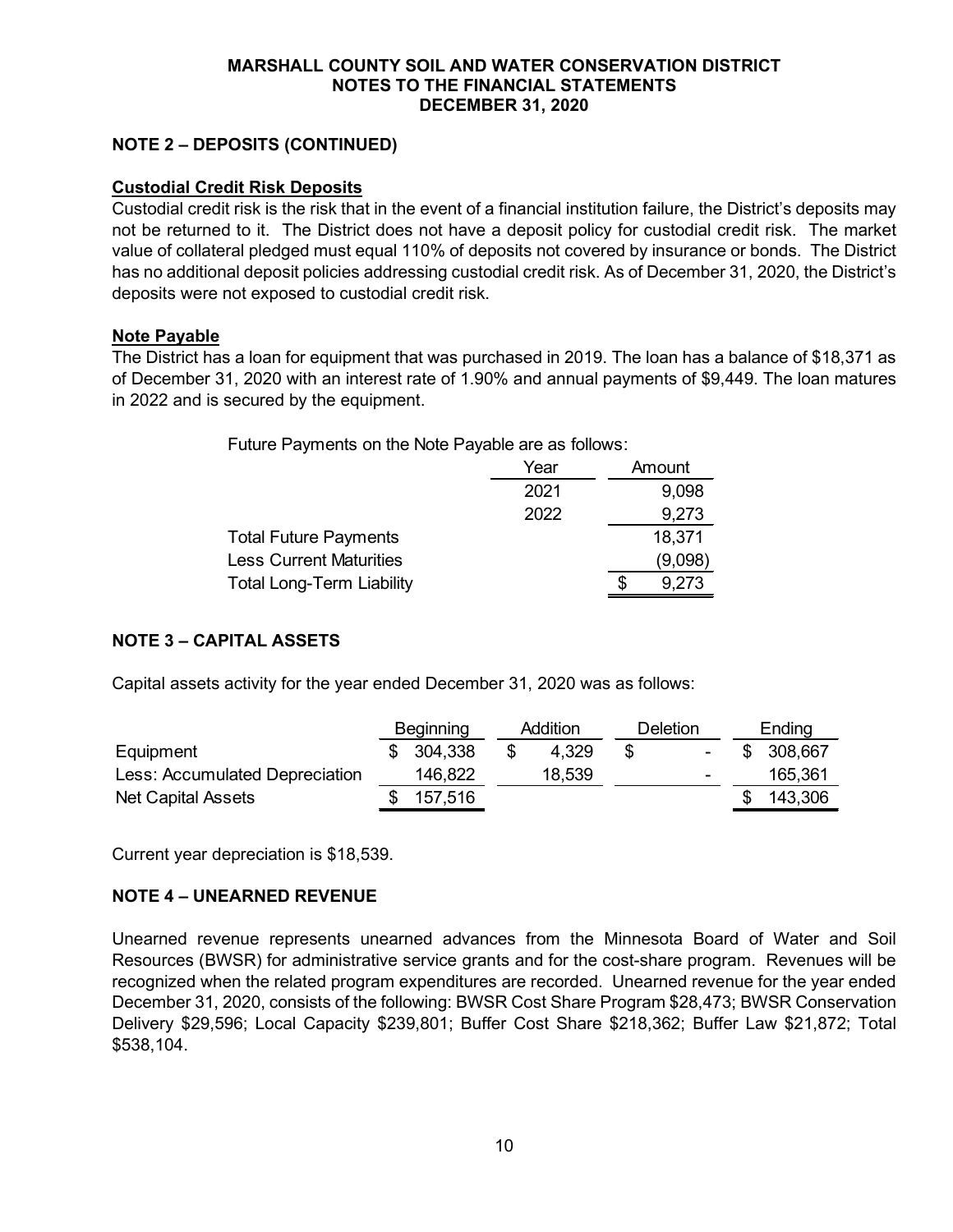**MARSHALL COUNTY SOIL AND WATER CONSERVATION DISTRICT**
**NOTES TO THE FINANCIAL STATEMENTS**
**DECEMBER 31, 2020**

## NOTE 2 – DEPOSITS (CONTINUED)

### Custodial Credit Risk Deposits

Custodial credit risk is the risk that in the event of a financial institution failure, the District's deposits may not be returned to it. The District does not have a deposit policy for custodial credit risk. The market value of collateral pledged must equal 110% of deposits not covered by insurance or bonds. The District has no additional deposit policies addressing custodial credit risk. As of December 31, 2020, the District's deposits were not exposed to custodial credit risk.

### Note Payable

The District has a loan for equipment that was purchased in 2019. The loan has a balance of $18,371 as of December 31, 2020 with an interest rate of 1.90% and annual payments of $9,449. The loan matures in 2022 and is secured by the equipment.

Future Payments on the Note Payable are as follows:

| | Year | Amount |
|---|---|---|
| | 2021 | 9,098 |
| | 2022 | 9,273 |
| Total Future Payments | | 18,371 |
| Less Current Maturities | | (9,098) |
| Total Long-Term Liability | | $ 9,273 |

## NOTE 3 – CAPITAL ASSETS

Capital assets activity for the year ended December 31, 2020 was as follows:

| | Beginning | Addition | Deletion | Ending |
|---|---|---|---|---|
| Equipment | $ 304,338 | $ 4,329 | $ - | $ 308,667 |
| Less: Accumulated Depreciation | 146,822 | 18,539 | - | 165,361 |
| Net Capital Assets | $ 157,516 | | | $ 143,306 |

Current year depreciation is $18,539.

## NOTE 4 – UNEARNED REVENUE

Unearned revenue represents unearned advances from the Minnesota Board of Water and Soil Resources (BWSR) for administrative service grants and for the cost-share program. Revenues will be recognized when the related program expenditures are recorded. Unearned revenue for the year ended December 31, 2020, consists of the following: BWSR Cost Share Program $28,473; BWSR Conservation Delivery $29,596; Local Capacity $239,801; Buffer Cost Share $218,362; Buffer Law $21,872; Total $538,104.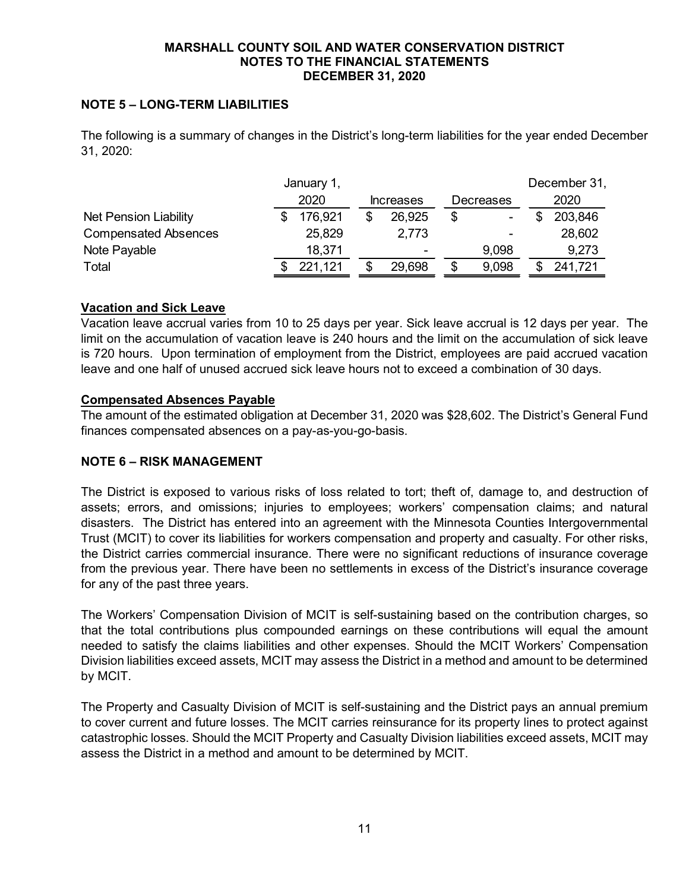# MARSHALL COUNTY SOIL AND WATER CONSERVATION DISTRICT
## NOTES TO THE FINANCIAL STATEMENTS
## DECEMBER 31, 2020

### NOTE 5 – LONG-TERM LIABILITIES

The following is a summary of changes in the District's long-term liabilities for the year ended December 31, 2020:

| | January 1, 2020 | Increases | Decreases | December 31, 2020 |
|---|---|---|---|---|
| Net Pension Liability | $ 176,921 | $ 26,925 | $ - | $ 203,846 |
| Compensated Absences | 25,829 | 2,773 | - | 28,602 |
| Note Payable | 18,371 | - | 9,098 | 9,273 |
| Total | $ 221,121 | $ 29,698 | $ 9,098 | $ 241,721 |

**Vacation and Sick Leave**

Vacation leave accrual varies from 10 to 25 days per year. Sick leave accrual is 12 days per year. The limit on the accumulation of vacation leave is 240 hours and the limit on the accumulation of sick leave is 720 hours. Upon termination of employment from the District, employees are paid accrued vacation leave and one half of unused accrued sick leave hours not to exceed a combination of 30 days.

**Compensated Absences Payable**

The amount of the estimated obligation at December 31, 2020 was $28,602. The District's General Fund finances compensated absences on a pay-as-you-go-basis.

### NOTE 6 – RISK MANAGEMENT

The District is exposed to various risks of loss related to tort; theft of, damage to, and destruction of assets; errors, and omissions; injuries to employees; workers' compensation claims; and natural disasters. The District has entered into an agreement with the Minnesota Counties Intergovernmental Trust (MCIT) to cover its liabilities for workers compensation and property and casualty. For other risks, the District carries commercial insurance. There were no significant reductions of insurance coverage from the previous year. There have been no settlements in excess of the District's insurance coverage for any of the past three years.

The Workers' Compensation Division of MCIT is self-sustaining based on the contribution charges, so that the total contributions plus compounded earnings on these contributions will equal the amount needed to satisfy the claims liabilities and other expenses. Should the MCIT Workers' Compensation Division liabilities exceed assets, MCIT may assess the District in a method and amount to be determined by MCIT.

The Property and Casualty Division of MCIT is self-sustaining and the District pays an annual premium to cover current and future losses. The MCIT carries reinsurance for its property lines to protect against catastrophic losses. Should the MCIT Property and Casualty Division liabilities exceed assets, MCIT may assess the District in a method and amount to be determined by MCIT.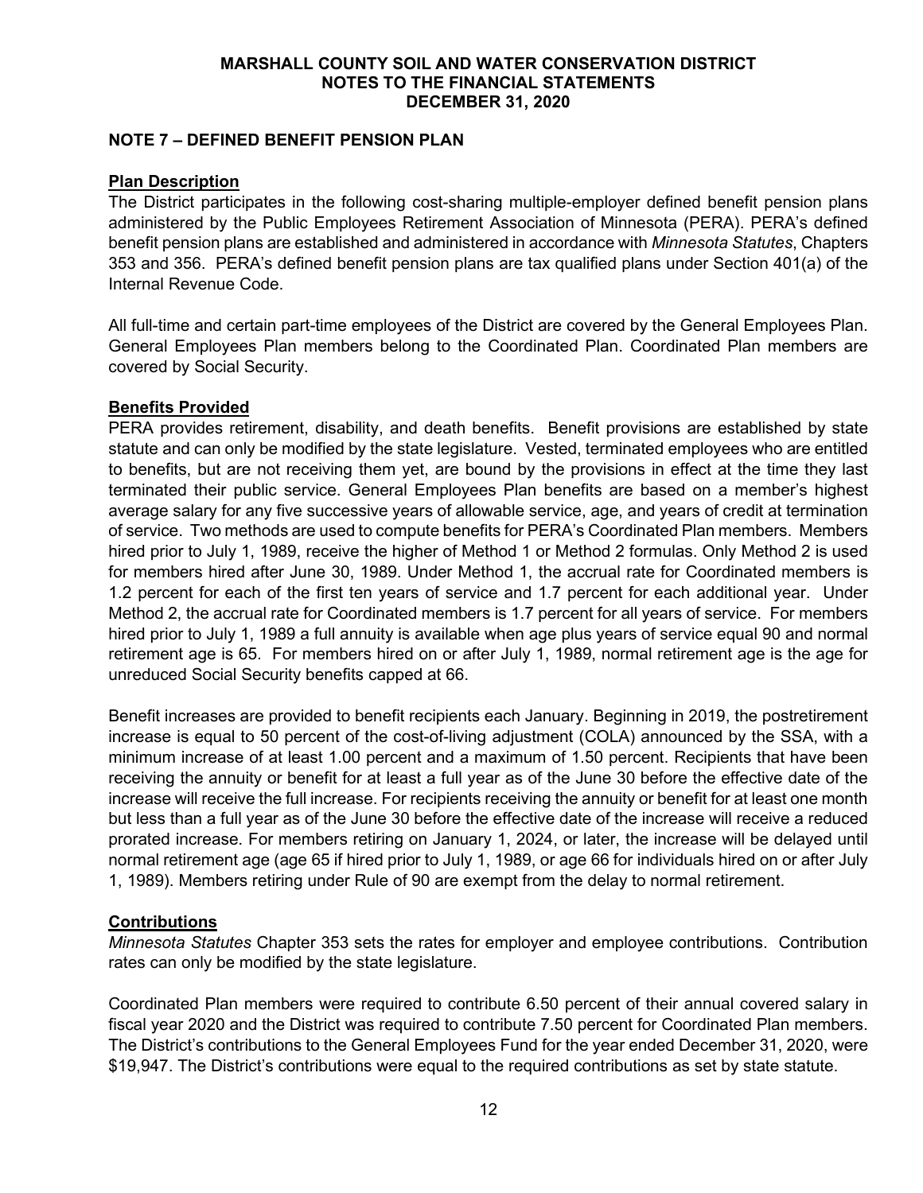## NOTE 7 – DEFINED BENEFIT PENSION PLAN

### Plan Description

The District participates in the following cost-sharing multiple-employer defined benefit pension plans administered by the Public Employees Retirement Association of Minnesota (PERA). PERA's defined benefit pension plans are established and administered in accordance with *Minnesota Statutes*, Chapters 353 and 356. PERA's defined benefit pension plans are tax qualified plans under Section 401(a) of the Internal Revenue Code.

All full-time and certain part-time employees of the District are covered by the General Employees Plan. General Employees Plan members belong to the Coordinated Plan. Coordinated Plan members are covered by Social Security.

### Benefits Provided

PERA provides retirement, disability, and death benefits. Benefit provisions are established by state statute and can only be modified by the state legislature. Vested, terminated employees who are entitled to benefits, but are not receiving them yet, are bound by the provisions in effect at the time they last terminated their public service. General Employees Plan benefits are based on a member's highest average salary for any five successive years of allowable service, age, and years of credit at termination of service. Two methods are used to compute benefits for PERA's Coordinated Plan members. Members hired prior to July 1, 1989, receive the higher of Method 1 or Method 2 formulas. Only Method 2 is used for members hired after June 30, 1989. Under Method 1, the accrual rate for Coordinated members is 1.2 percent for each of the first ten years of service and 1.7 percent for each additional year. Under Method 2, the accrual rate for Coordinated members is 1.7 percent for all years of service. For members hired prior to July 1, 1989 a full annuity is available when age plus years of service equal 90 and normal retirement age is 65. For members hired on or after July 1, 1989, normal retirement age is the age for unreduced Social Security benefits capped at 66.

Benefit increases are provided to benefit recipients each January. Beginning in 2019, the postretirement increase is equal to 50 percent of the cost-of-living adjustment (COLA) announced by the SSA, with a minimum increase of at least 1.00 percent and a maximum of 1.50 percent. Recipients that have been receiving the annuity or benefit for at least a full year as of the June 30 before the effective date of the increase will receive the full increase. For recipients receiving the annuity or benefit for at least one month but less than a full year as of the June 30 before the effective date of the increase will receive a reduced prorated increase. For members retiring on January 1, 2024, or later, the increase will be delayed until normal retirement age (age 65 if hired prior to July 1, 1989, or age 66 for individuals hired on or after July 1, 1989). Members retiring under Rule of 90 are exempt from the delay to normal retirement.

### Contributions

*Minnesota Statutes* Chapter 353 sets the rates for employer and employee contributions. Contribution rates can only be modified by the state legislature.

Coordinated Plan members were required to contribute 6.50 percent of their annual covered salary in fiscal year 2020 and the District was required to contribute 7.50 percent for Coordinated Plan members. The District's contributions to the General Employees Fund for the year ended December 31, 2020, were $19,947. The District's contributions were equal to the required contributions as set by state statute.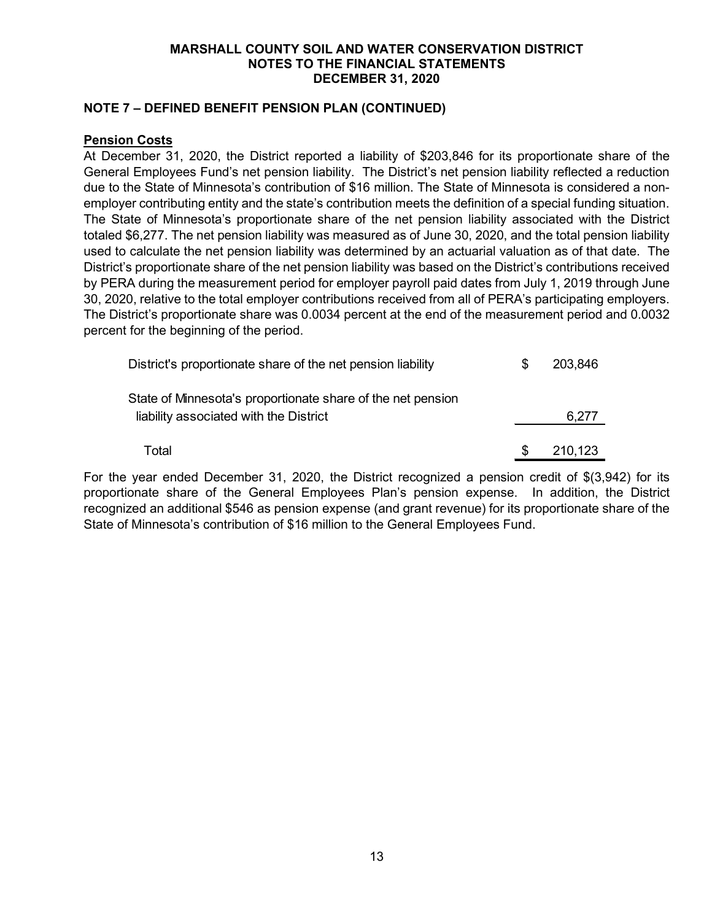## NOTE 7 – DEFINED BENEFIT PENSION PLAN (CONTINUED)

### Pension Costs

At December 31, 2020, the District reported a liability of $203,846 for its proportionate share of the General Employees Fund's net pension liability. The District's net pension liability reflected a reduction due to the State of Minnesota's contribution of $16 million. The State of Minnesota is considered a non-employer contributing entity and the state's contribution meets the definition of a special funding situation. The State of Minnesota's proportionate share of the net pension liability associated with the District totaled $6,277. The net pension liability was measured as of June 30, 2020, and the total pension liability used to calculate the net pension liability was determined by an actuarial valuation as of that date. The District's proportionate share of the net pension liability was based on the District's contributions received by PERA during the measurement period for employer payroll paid dates from July 1, 2019 through June 30, 2020, relative to the total employer contributions received from all of PERA's participating employers. The District's proportionate share was 0.0034 percent at the end of the measurement period and 0.0032 percent for the beginning of the period.

| | | |
|---|---|---|
| District's proportionate share of the net pension liability | $ | 203,846 |
| State of Minnesota's proportionate share of the net pension liability associated with the District | | 6,277 |
| Total | $ | 210,123 |

For the year ended December 31, 2020, the District recognized a pension credit of $(3,942) for its proportionate share of the General Employees Plan's pension expense. In addition, the District recognized an additional $546 as pension expense (and grant revenue) for its proportionate share of the State of Minnesota's contribution of $16 million to the General Employees Fund.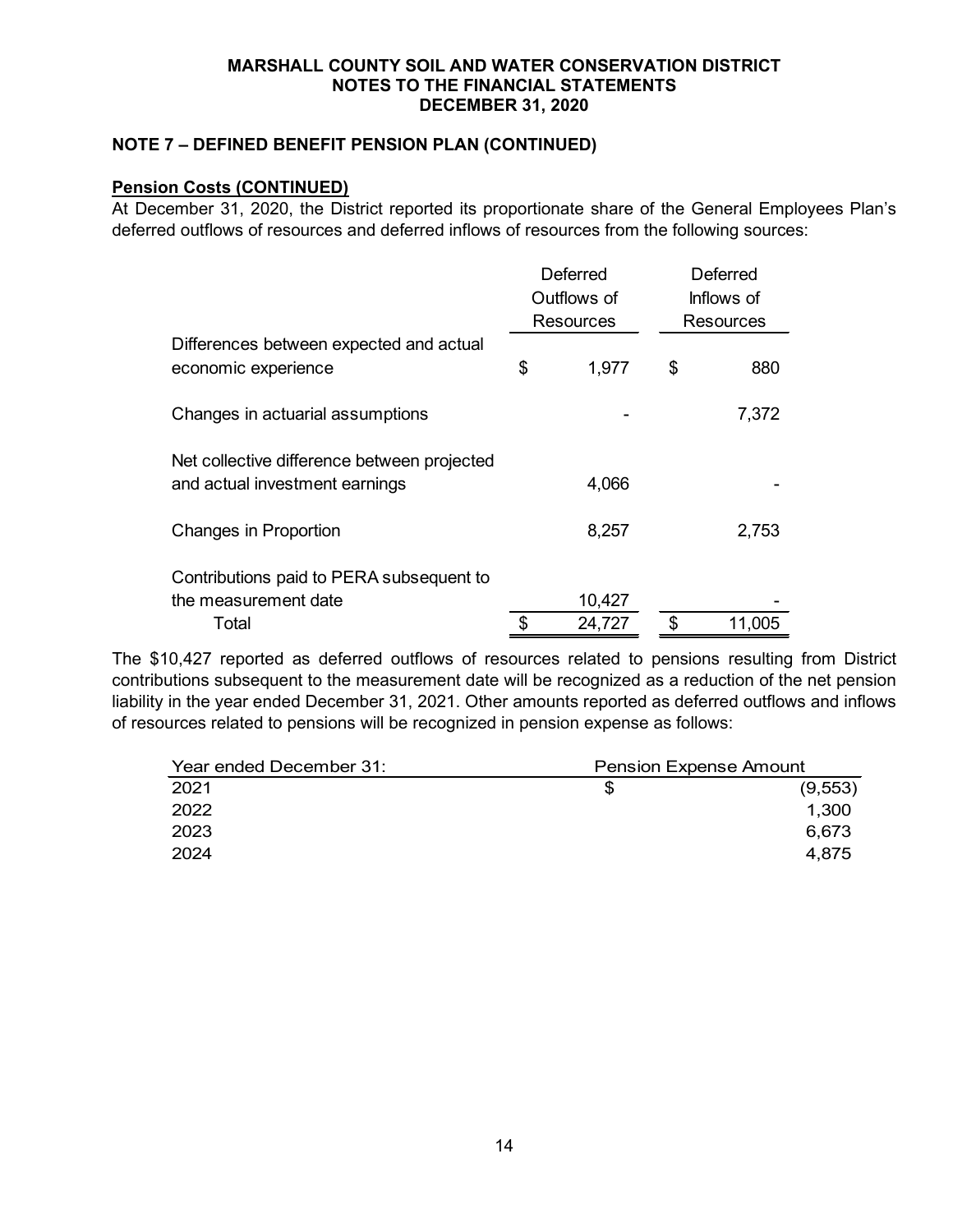**MARSHALL COUNTY SOIL AND WATER CONSERVATION DISTRICT**
**NOTES TO THE FINANCIAL STATEMENTS**
**DECEMBER 31, 2020**

## NOTE 7 – DEFINED BENEFIT PENSION PLAN (CONTINUED)

**Pension Costs (CONTINUED)**

At December 31, 2020, the District reported its proportionate share of the General Employees Plan's deferred outflows of resources and deferred inflows of resources from the following sources:

| | Deferred Outflows of Resources | Deferred Inflows of Resources |
|---|---|---|
| Differences between expected and actual economic experience | $ 1,977 | $ 880 |
| Changes in actuarial assumptions | - | 7,372 |
| Net collective difference between projected and actual investment earnings | 4,066 | - |
| Changes in Proportion | 8,257 | 2,753 |
| Contributions paid to PERA subsequent to the measurement date | 10,427 | - |
| Total | $ 24,727 | $ 11,005 |

The $10,427 reported as deferred outflows of resources related to pensions resulting from District contributions subsequent to the measurement date will be recognized as a reduction of the net pension liability in the year ended December 31, 2021. Other amounts reported as deferred outflows and inflows of resources related to pensions will be recognized in pension expense as follows:

| Year ended December 31: | Pension Expense Amount |
|---|---|
| 2021 | $ (9,553) |
| 2022 | 1,300 |
| 2023 | 6,673 |
| 2024 | 4,875 |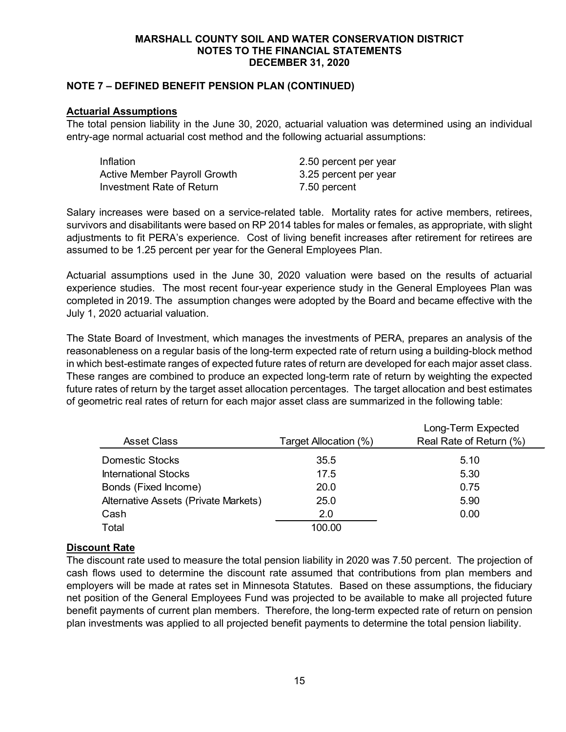# MARSHALL COUNTY SOIL AND WATER CONSERVATION DISTRICT
## NOTES TO THE FINANCIAL STATEMENTS
## DECEMBER 31, 2020

### NOTE 7 – DEFINED BENEFIT PENSION PLAN (CONTINUED)

**Actuarial Assumptions**

The total pension liability in the June 30, 2020, actuarial valuation was determined using an individual entry-age normal actuarial cost method and the following actuarial assumptions:

| | |
|---|---|
| Inflation | 2.50 percent per year |
| Active Member Payroll Growth | 3.25 percent per year |
| Investment Rate of Return | 7.50 percent |

Salary increases were based on a service-related table. Mortality rates for active members, retirees, survivors and disabilitants were based on RP 2014 tables for males or females, as appropriate, with slight adjustments to fit PERA's experience. Cost of living benefit increases after retirement for retirees are assumed to be 1.25 percent per year for the General Employees Plan.

Actuarial assumptions used in the June 30, 2020 valuation were based on the results of actuarial experience studies. The most recent four-year experience study in the General Employees Plan was completed in 2019. The assumption changes were adopted by the Board and became effective with the July 1, 2020 actuarial valuation.

The State Board of Investment, which manages the investments of PERA, prepares an analysis of the reasonableness on a regular basis of the long-term expected rate of return using a building-block method in which best-estimate ranges of expected future rates of return are developed for each major asset class. These ranges are combined to produce an expected long-term rate of return by weighting the expected future rates of return by the target asset allocation percentages. The target allocation and best estimates of geometric real rates of return for each major asset class are summarized in the following table:

| Asset Class | Target Allocation (%) | Long-Term Expected Real Rate of Return (%) |
|---|---|---|
| Domestic Stocks | 35.5 | 5.10 |
| International Stocks | 17.5 | 5.30 |
| Bonds (Fixed Income) | 20.0 | 0.75 |
| Alternative Assets (Private Markets) | 25.0 | 5.90 |
| Cash | 2.0 | 0.00 |
| Total | 100.00 | |

**Discount Rate**

The discount rate used to measure the total pension liability in 2020 was 7.50 percent. The projection of cash flows used to determine the discount rate assumed that contributions from plan members and employers will be made at rates set in Minnesota Statutes. Based on these assumptions, the fiduciary net position of the General Employees Fund was projected to be available to make all projected future benefit payments of current plan members. Therefore, the long-term expected rate of return on pension plan investments was applied to all projected benefit payments to determine the total pension liability.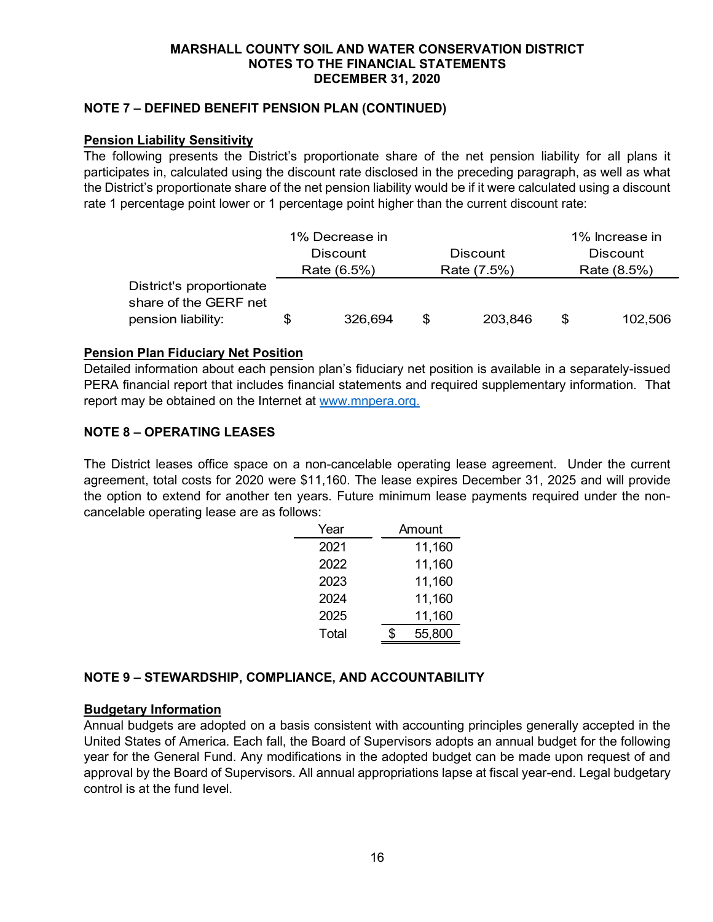MARSHALL COUNTY SOIL AND WATER CONSERVATION DISTRICT
NOTES TO THE FINANCIAL STATEMENTS
DECEMBER 31, 2020

## NOTE 7 – DEFINED BENEFIT PENSION PLAN (CONTINUED)

### Pension Liability Sensitivity

The following presents the District's proportionate share of the net pension liability for all plans it participates in, calculated using the discount rate disclosed in the preceding paragraph, as well as what the District's proportionate share of the net pension liability would be if it were calculated using a discount rate 1 percentage point lower or 1 percentage point higher than the current discount rate:

| | 1% Decrease in Discount Rate (6.5%) | Discount Rate (7.5%) | 1% Increase in Discount Rate (8.5%) |
|---|---|---|---|
| District's proportionate share of the GERF net pension liability: | $ 326,694 | $ 203,846 | $ 102,506 |

### Pension Plan Fiduciary Net Position

Detailed information about each pension plan's fiduciary net position is available in a separately-issued PERA financial report that includes financial statements and required supplementary information. That report may be obtained on the Internet at www.mnpera.org.

## NOTE 8 – OPERATING LEASES

The District leases office space on a non-cancelable operating lease agreement. Under the current agreement, total costs for 2020 were $11,160. The lease expires December 31, 2025 and will provide the option to extend for another ten years. Future minimum lease payments required under the non-cancelable operating lease are as follows:

| Year | Amount |
|---|---|
| 2021 | 11,160 |
| 2022 | 11,160 |
| 2023 | 11,160 |
| 2024 | 11,160 |
| 2025 | 11,160 |
| Total | $ 55,800 |

## NOTE 9 – STEWARDSHIP, COMPLIANCE, AND ACCOUNTABILITY

### Budgetary Information

Annual budgets are adopted on a basis consistent with accounting principles generally accepted in the United States of America. Each fall, the Board of Supervisors adopts an annual budget for the following year for the General Fund. Any modifications in the adopted budget can be made upon request of and approval by the Board of Supervisors. All annual appropriations lapse at fiscal year-end. Legal budgetary control is at the fund level.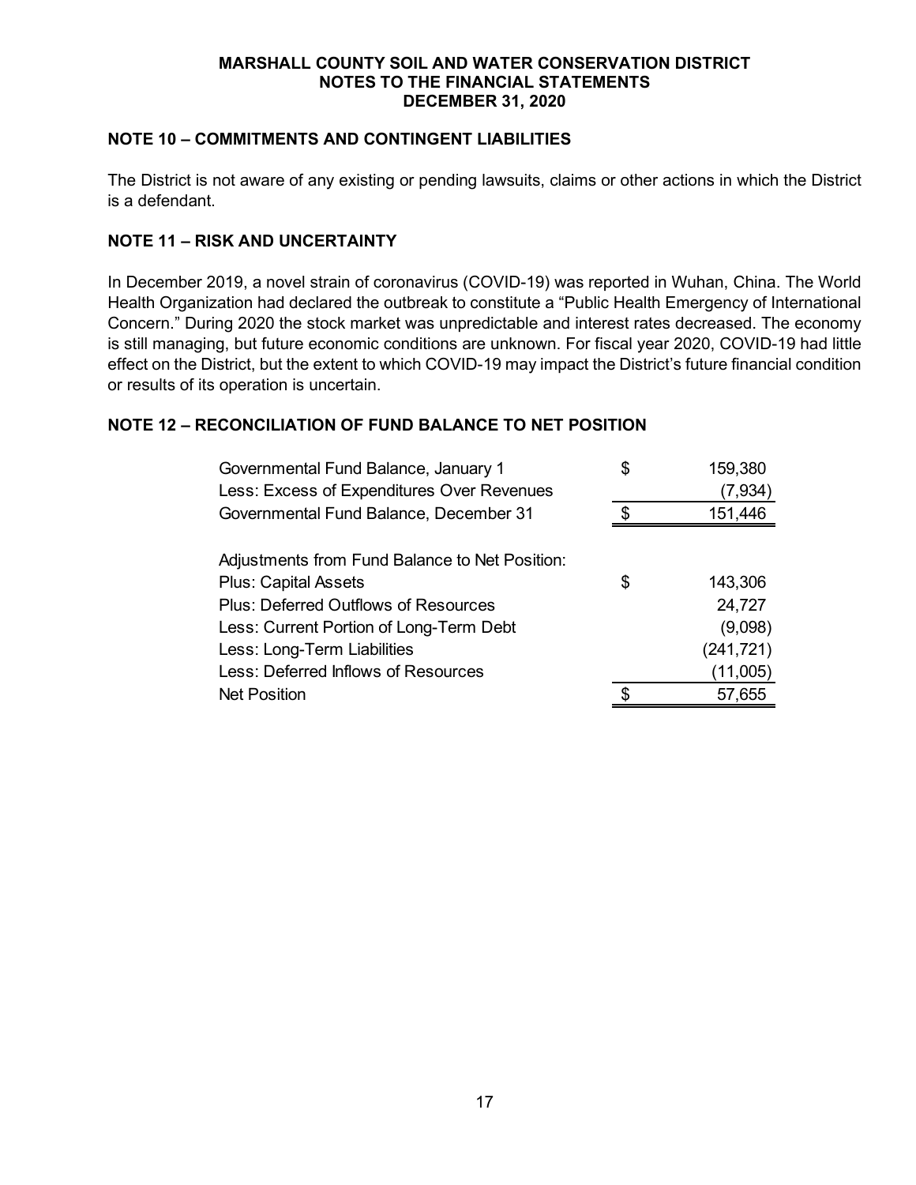MARSHALL COUNTY SOIL AND WATER CONSERVATION DISTRICT
NOTES TO THE FINANCIAL STATEMENTS
DECEMBER 31, 2020

## NOTE 10 – COMMITMENTS AND CONTINGENT LIABILITIES

The District is not aware of any existing or pending lawsuits, claims or other actions in which the District is a defendant.

## NOTE 11 – RISK AND UNCERTAINTY

In December 2019, a novel strain of coronavirus (COVID-19) was reported in Wuhan, China. The World Health Organization had declared the outbreak to constitute a "Public Health Emergency of International Concern." During 2020 the stock market was unpredictable and interest rates decreased. The economy is still managing, but future economic conditions are unknown. For fiscal year 2020, COVID-19 had little effect on the District, but the extent to which COVID-19 may impact the District's future financial condition or results of its operation is uncertain.

## NOTE 12 – RECONCILIATION OF FUND BALANCE TO NET POSITION

| | | |
|---|---|---|
| Governmental Fund Balance, January 1 | $ | 159,380 |
| Less: Excess of Expenditures Over Revenues | | (7,934) |
| Governmental Fund Balance, December 31 | $ | 151,446 |
| | | |
| Adjustments from Fund Balance to Net Position: | | |
| Plus: Capital Assets | $ | 143,306 |
| Plus: Deferred Outflows of Resources | | 24,727 |
| Less: Current Portion of Long-Term Debt | | (9,098) |
| Less: Long-Term Liabilities | | (241,721) |
| Less: Deferred Inflows of Resources | | (11,005) |
| Net Position | $ | 57,655 |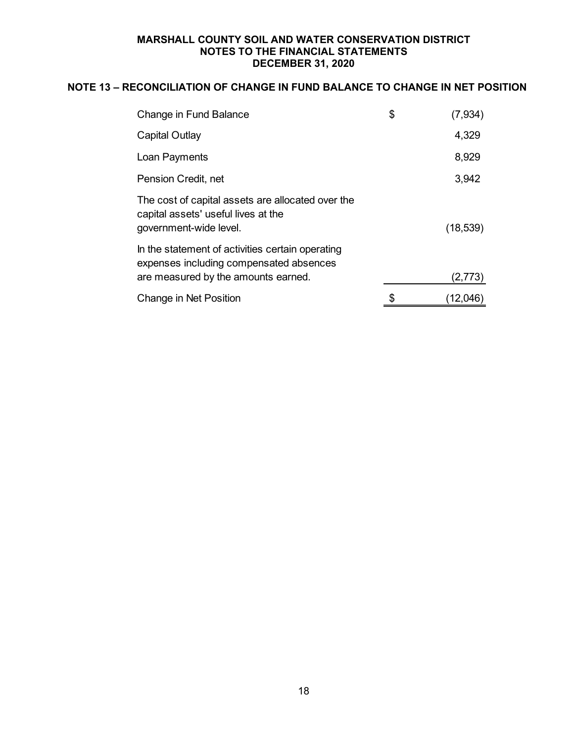**MARSHALL COUNTY SOIL AND WATER CONSERVATION DISTRICT**
**NOTES TO THE FINANCIAL STATEMENTS**
**DECEMBER 31, 2020**

## NOTE 13 – RECONCILIATION OF CHANGE IN FUND BALANCE TO CHANGE IN NET POSITION

| | | |
|---|---|---|
| Change in Fund Balance | $ | (7,934) |
| Capital Outlay | | 4,329 |
| Loan Payments | | 8,929 |
| Pension Credit, net | | 3,942 |
| The cost of capital assets are allocated over the capital assets' useful lives at the government-wide level. | | (18,539) |
| In the statement of activities certain operating expenses including compensated absences are measured by the amounts earned. | | (2,773) |
| Change in Net Position | $ | (12,046) |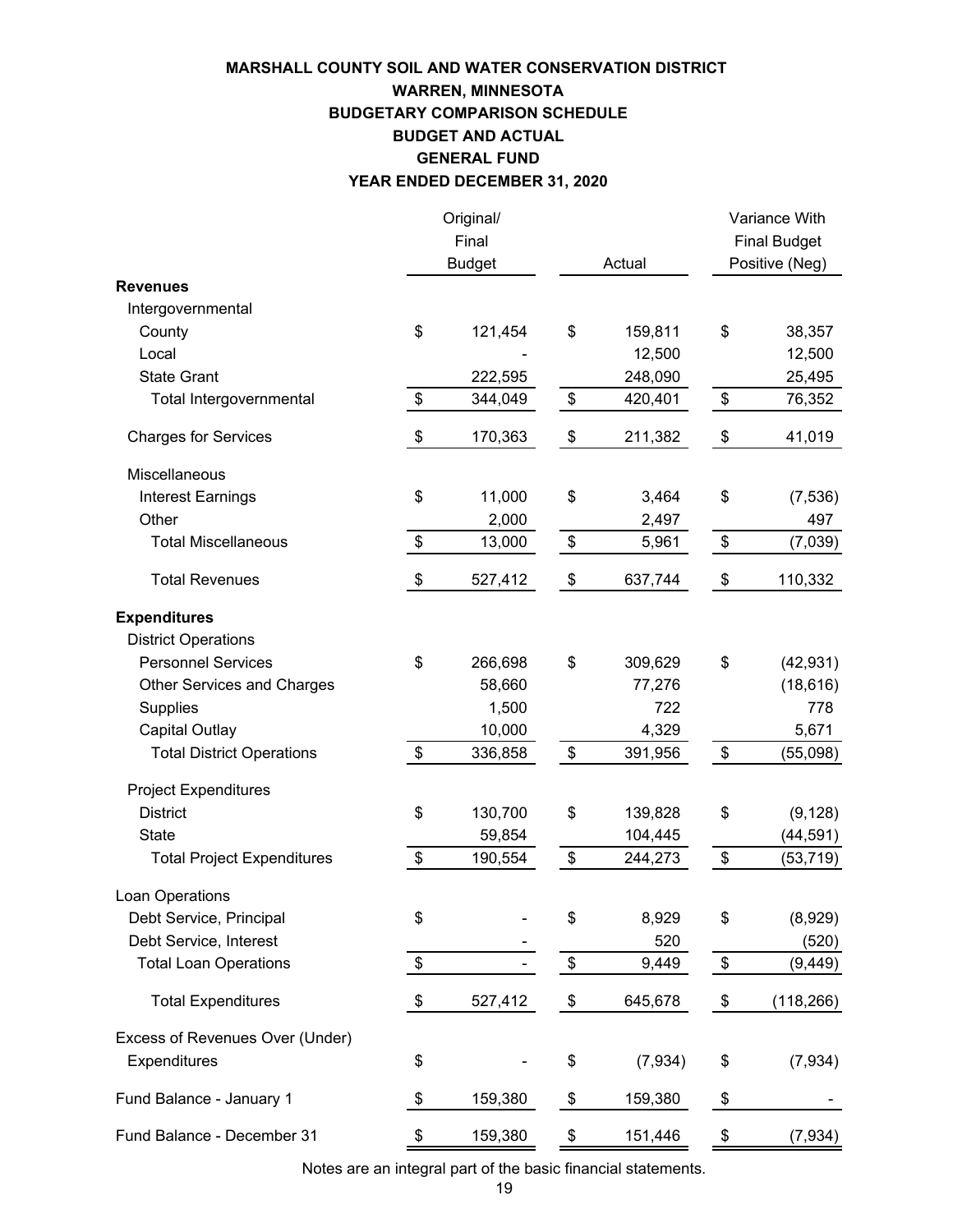# MARSHALL COUNTY SOIL AND WATER CONSERVATION DISTRICT
## WARREN, MINNESOTA
## BUDGETARY COMPARISON SCHEDULE
## BUDGET AND ACTUAL
## GENERAL FUND
## YEAR ENDED DECEMBER 31, 2020

| | Original/ Final Budget | Actual | Variance With Final Budget Positive (Neg) |
|---|---|---|---|
| **Revenues** | | | |
| Intergovernmental | | | |
| County | $ 121,454 | $ 159,811 | $ 38,357 |
| Local | - | 12,500 | 12,500 |
| State Grant | 222,595 | 248,090 | 25,495 |
| Total Intergovernmental | $ 344,049 | $ 420,401 | $ 76,352 |
| Charges for Services | $ 170,363 | $ 211,382 | $ 41,019 |
| Miscellaneous | | | |
| Interest Earnings | $ 11,000 | $ 3,464 | $ (7,536) |
| Other | 2,000 | 2,497 | 497 |
| Total Miscellaneous | $ 13,000 | $ 5,961 | $ (7,039) |
| Total Revenues | $ 527,412 | $ 637,744 | $ 110,332 |
| **Expenditures** | | | |
| District Operations | | | |
| Personnel Services | $ 266,698 | $ 309,629 | $ (42,931) |
| Other Services and Charges | 58,660 | 77,276 | (18,616) |
| Supplies | 1,500 | 722 | 778 |
| Capital Outlay | 10,000 | 4,329 | 5,671 |
| Total District Operations | $ 336,858 | $ 391,956 | $ (55,098) |
| Project Expenditures | | | |
| District | $ 130,700 | $ 139,828 | $ (9,128) |
| State | 59,854 | 104,445 | (44,591) |
| Total Project Expenditures | $ 190,554 | $ 244,273 | $ (53,719) |
| Loan Operations | | | |
| Debt Service, Principal | $ - | $ 8,929 | $ (8,929) |
| Debt Service, Interest | - | 520 | (520) |
| Total Loan Operations | $ - | $ 9,449 | $ (9,449) |
| Total Expenditures | $ 527,412 | $ 645,678 | $ (118,266) |
| Excess of Revenues Over (Under) Expenditures | $ - | $ (7,934) | $ (7,934) |
| Fund Balance - January 1 | $ 159,380 | $ 159,380 | $ - |
| Fund Balance - December 31 | $ 159,380 | $ 151,446 | $ (7,934) |

Notes are an integral part of the basic financial statements.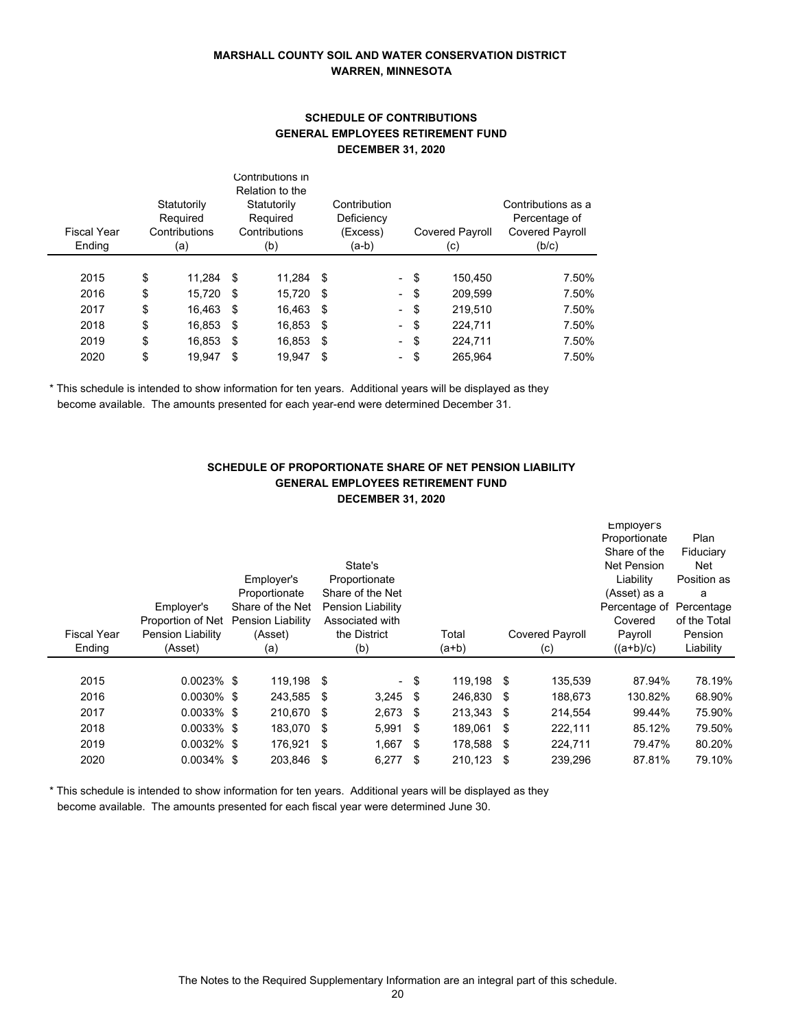**MARSHALL COUNTY SOIL AND WATER CONSERVATION DISTRICT**
**WARREN, MINNESOTA**

## SCHEDULE OF CONTRIBUTIONS
## GENERAL EMPLOYEES RETIREMENT FUND
## DECEMBER 31, 2020

| Fiscal Year Ending | Statutorily Required Contributions (a) | Contributions in Relation to the Statutorily Required Contributions (b) | Contribution Deficiency (Excess) (a-b) | Covered Payroll (c) | Contributions as a Percentage of Covered Payroll (b/c) |
|---|---|---|---|---|---|
| 2015 | $ 11,284 | $ 11,284 | $ - | $ 150,450 | 7.50% |
| 2016 | $ 15,720 | $ 15,720 | $ - | $ 209,599 | 7.50% |
| 2017 | $ 16,463 | $ 16,463 | $ - | $ 219,510 | 7.50% |
| 2018 | $ 16,853 | $ 16,853 | $ - | $ 224,711 | 7.50% |
| 2019 | $ 16,853 | $ 16,853 | $ - | $ 224,711 | 7.50% |
| 2020 | $ 19,947 | $ 19,947 | $ - | $ 265,964 | 7.50% |

\* This schedule is intended to show information for ten years. Additional years will be displayed as they become available. The amounts presented for each year-end were determined December 31.

## SCHEDULE OF PROPORTIONATE SHARE OF NET PENSION LIABILITY
## GENERAL EMPLOYEES RETIREMENT FUND
## DECEMBER 31, 2020

| Fiscal Year Ending | Employer's Proportion of Net Pension Liability (Asset) | Employer's Proportionate Share of the Net Pension Liability (Asset) (a) | State's Proportionate Share of the Net Pension Liability Associated with the District (b) | Total (a+b) | Covered Payroll (c) | Employer's Proportionate Share of the Net Pension Liability (Asset) as a Percentage of Covered Payroll ((a+b)/c) | Plan Fiduciary Net Position as a Percentage of the Total Pension Liability |
|---|---|---|---|---|---|---|---|
| 2015 | 0.0023% | $ 119,198 | $ - | $ 119,198 | $ 135,539 | 87.94% | 78.19% |
| 2016 | 0.0030% | $ 243,585 | $ 3,245 | $ 246,830 | $ 188,673 | 130.82% | 68.90% |
| 2017 | 0.0033% | $ 210,670 | $ 2,673 | $ 213,343 | $ 214,554 | 99.44% | 75.90% |
| 2018 | 0.0033% | $ 183,070 | $ 5,991 | $ 189,061 | $ 222,111 | 85.12% | 79.50% |
| 2019 | 0.0032% | $ 176,921 | $ 1,667 | $ 178,588 | $ 224,711 | 79.47% | 80.20% |
| 2020 | 0.0034% | $ 203,846 | $ 6,277 | $ 210,123 | $ 239,296 | 87.81% | 79.10% |

\* This schedule is intended to show information for ten years. Additional years will be displayed as they become available. The amounts presented for each fiscal year were determined June 30.

The Notes to the Required Supplementary Information are an integral part of this schedule.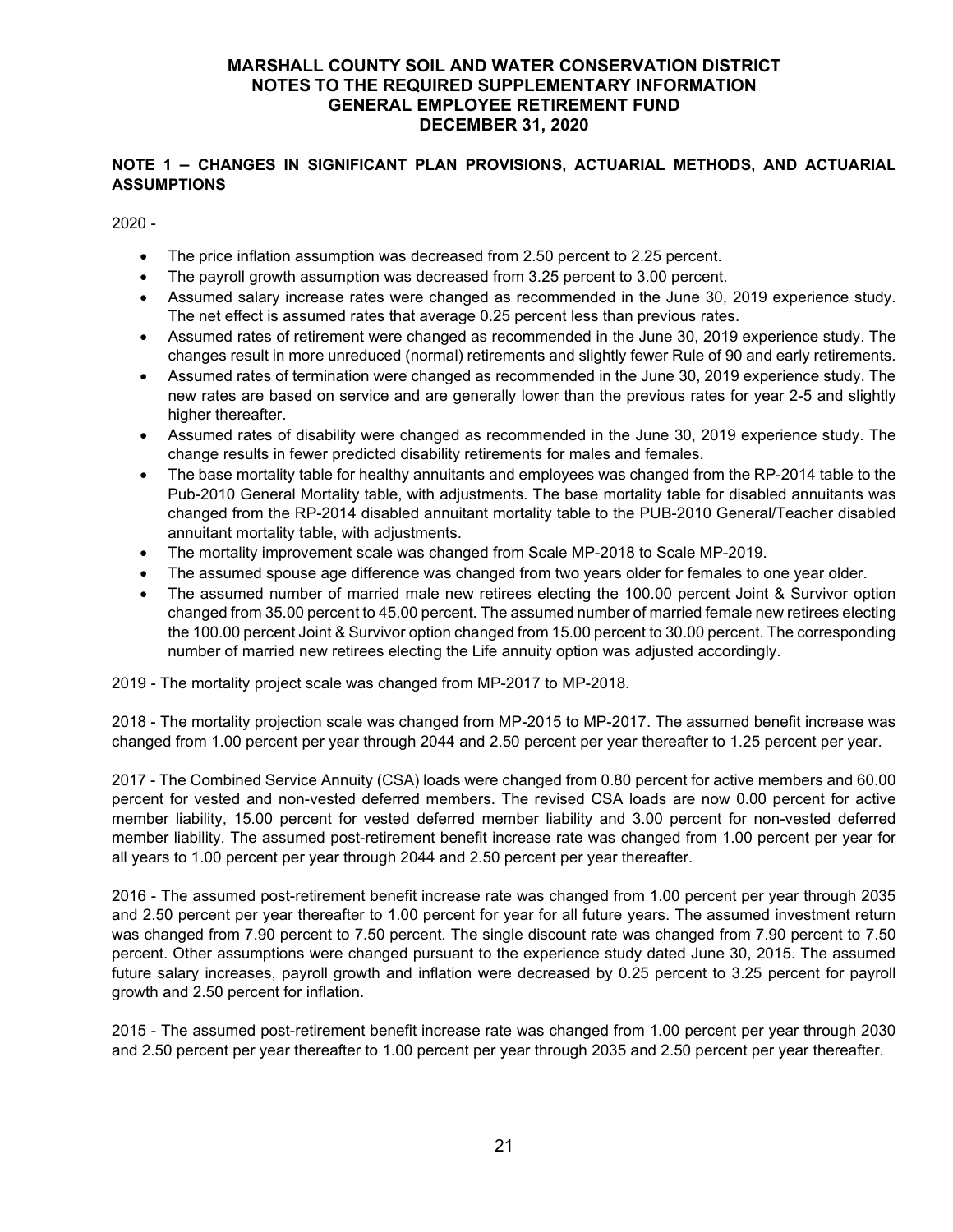# MARSHALL COUNTY SOIL AND WATER CONSERVATION DISTRICT
## NOTES TO THE REQUIRED SUPPLEMENTARY INFORMATION
## GENERAL EMPLOYEE RETIREMENT FUND
## DECEMBER 31, 2020

### NOTE 1 – CHANGES IN SIGNIFICANT PLAN PROVISIONS, ACTUARIAL METHODS, AND ACTUARIAL ASSUMPTIONS

2020 -

- The price inflation assumption was decreased from 2.50 percent to 2.25 percent.
- The payroll growth assumption was decreased from 3.25 percent to 3.00 percent.
- Assumed salary increase rates were changed as recommended in the June 30, 2019 experience study. The net effect is assumed rates that average 0.25 percent less than previous rates.
- Assumed rates of retirement were changed as recommended in the June 30, 2019 experience study. The changes result in more unreduced (normal) retirements and slightly fewer Rule of 90 and early retirements.
- Assumed rates of termination were changed as recommended in the June 30, 2019 experience study. The new rates are based on service and are generally lower than the previous rates for year 2-5 and slightly higher thereafter.
- Assumed rates of disability were changed as recommended in the June 30, 2019 experience study. The change results in fewer predicted disability retirements for males and females.
- The base mortality table for healthy annuitants and employees was changed from the RP-2014 table to the Pub-2010 General Mortality table, with adjustments. The base mortality table for disabled annuitants was changed from the RP-2014 disabled annuitant mortality table to the PUB-2010 General/Teacher disabled annuitant mortality table, with adjustments.
- The mortality improvement scale was changed from Scale MP-2018 to Scale MP-2019.
- The assumed spouse age difference was changed from two years older for females to one year older.
- The assumed number of married male new retirees electing the 100.00 percent Joint & Survivor option changed from 35.00 percent to 45.00 percent. The assumed number of married female new retirees electing the 100.00 percent Joint & Survivor option changed from 15.00 percent to 30.00 percent. The corresponding number of married new retirees electing the Life annuity option was adjusted accordingly.

2019 - The mortality project scale was changed from MP-2017 to MP-2018.

2018 - The mortality projection scale was changed from MP-2015 to MP-2017. The assumed benefit increase was changed from 1.00 percent per year through 2044 and 2.50 percent per year thereafter to 1.25 percent per year.

2017 - The Combined Service Annuity (CSA) loads were changed from 0.80 percent for active members and 60.00 percent for vested and non-vested deferred members. The revised CSA loads are now 0.00 percent for active member liability, 15.00 percent for vested deferred member liability and 3.00 percent for non-vested deferred member liability. The assumed post-retirement benefit increase rate was changed from 1.00 percent per year for all years to 1.00 percent per year through 2044 and 2.50 percent per year thereafter.

2016 - The assumed post-retirement benefit increase rate was changed from 1.00 percent per year through 2035 and 2.50 percent per year thereafter to 1.00 percent for year for all future years. The assumed investment return was changed from 7.90 percent to 7.50 percent. The single discount rate was changed from 7.90 percent to 7.50 percent. Other assumptions were changed pursuant to the experience study dated June 30, 2015. The assumed future salary increases, payroll growth and inflation were decreased by 0.25 percent to 3.25 percent for payroll growth and 2.50 percent for inflation.

2015 - The assumed post-retirement benefit increase rate was changed from 1.00 percent per year through 2030 and 2.50 percent per year thereafter to 1.00 percent per year through 2035 and 2.50 percent per year thereafter.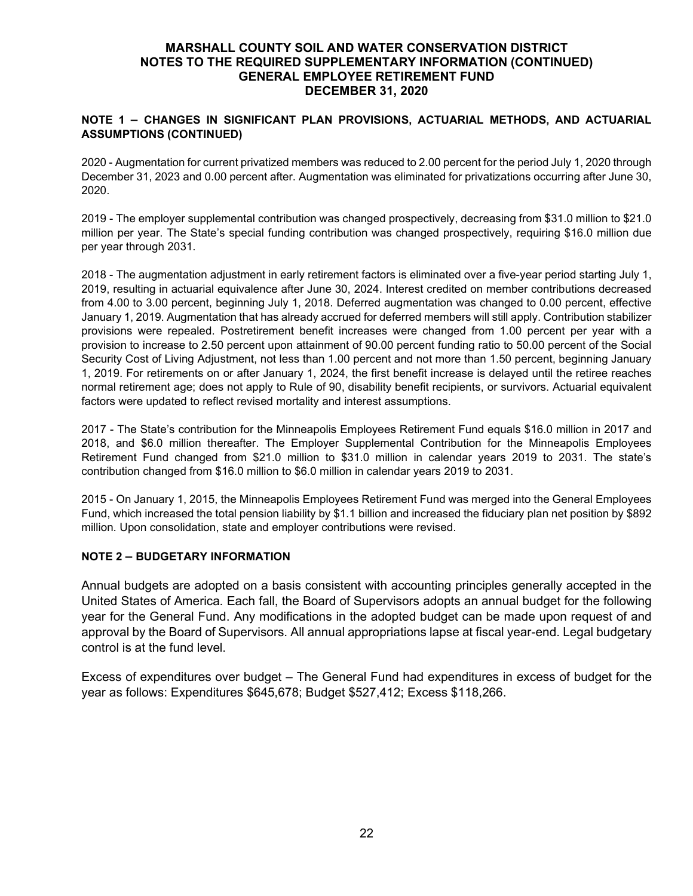# MARSHALL COUNTY SOIL AND WATER CONSERVATION DISTRICT
## NOTES TO THE REQUIRED SUPPLEMENTARY INFORMATION (CONTINUED)
## GENERAL EMPLOYEE RETIREMENT FUND
## DECEMBER 31, 2020

### NOTE 1 – CHANGES IN SIGNIFICANT PLAN PROVISIONS, ACTUARIAL METHODS, AND ACTUARIAL ASSUMPTIONS (CONTINUED)

2020 - Augmentation for current privatized members was reduced to 2.00 percent for the period July 1, 2020 through December 31, 2023 and 0.00 percent after. Augmentation was eliminated for privatizations occurring after June 30, 2020.

2019 - The employer supplemental contribution was changed prospectively, decreasing from $31.0 million to $21.0 million per year. The State's special funding contribution was changed prospectively, requiring $16.0 million due per year through 2031.

2018 - The augmentation adjustment in early retirement factors is eliminated over a five-year period starting July 1, 2019, resulting in actuarial equivalence after June 30, 2024. Interest credited on member contributions decreased from 4.00 to 3.00 percent, beginning July 1, 2018. Deferred augmentation was changed to 0.00 percent, effective January 1, 2019. Augmentation that has already accrued for deferred members will still apply. Contribution stabilizer provisions were repealed. Postretirement benefit increases were changed from 1.00 percent per year with a provision to increase to 2.50 percent upon attainment of 90.00 percent funding ratio to 50.00 percent of the Social Security Cost of Living Adjustment, not less than 1.00 percent and not more than 1.50 percent, beginning January 1, 2019. For retirements on or after January 1, 2024, the first benefit increase is delayed until the retiree reaches normal retirement age; does not apply to Rule of 90, disability benefit recipients, or survivors. Actuarial equivalent factors were updated to reflect revised mortality and interest assumptions.

2017 - The State's contribution for the Minneapolis Employees Retirement Fund equals $16.0 million in 2017 and 2018, and $6.0 million thereafter. The Employer Supplemental Contribution for the Minneapolis Employees Retirement Fund changed from $21.0 million to $31.0 million in calendar years 2019 to 2031. The state's contribution changed from $16.0 million to $6.0 million in calendar years 2019 to 2031.

2015 - On January 1, 2015, the Minneapolis Employees Retirement Fund was merged into the General Employees Fund, which increased the total pension liability by $1.1 billion and increased the fiduciary plan net position by $892 million. Upon consolidation, state and employer contributions were revised.

### NOTE 2 – BUDGETARY INFORMATION

Annual budgets are adopted on a basis consistent with accounting principles generally accepted in the United States of America. Each fall, the Board of Supervisors adopts an annual budget for the following year for the General Fund. Any modifications in the adopted budget can be made upon request of and approval by the Board of Supervisors. All annual appropriations lapse at fiscal year-end. Legal budgetary control is at the fund level.

Excess of expenditures over budget – The General Fund had expenditures in excess of budget for the year as follows: Expenditures $645,678; Budget $527,412; Excess $118,266.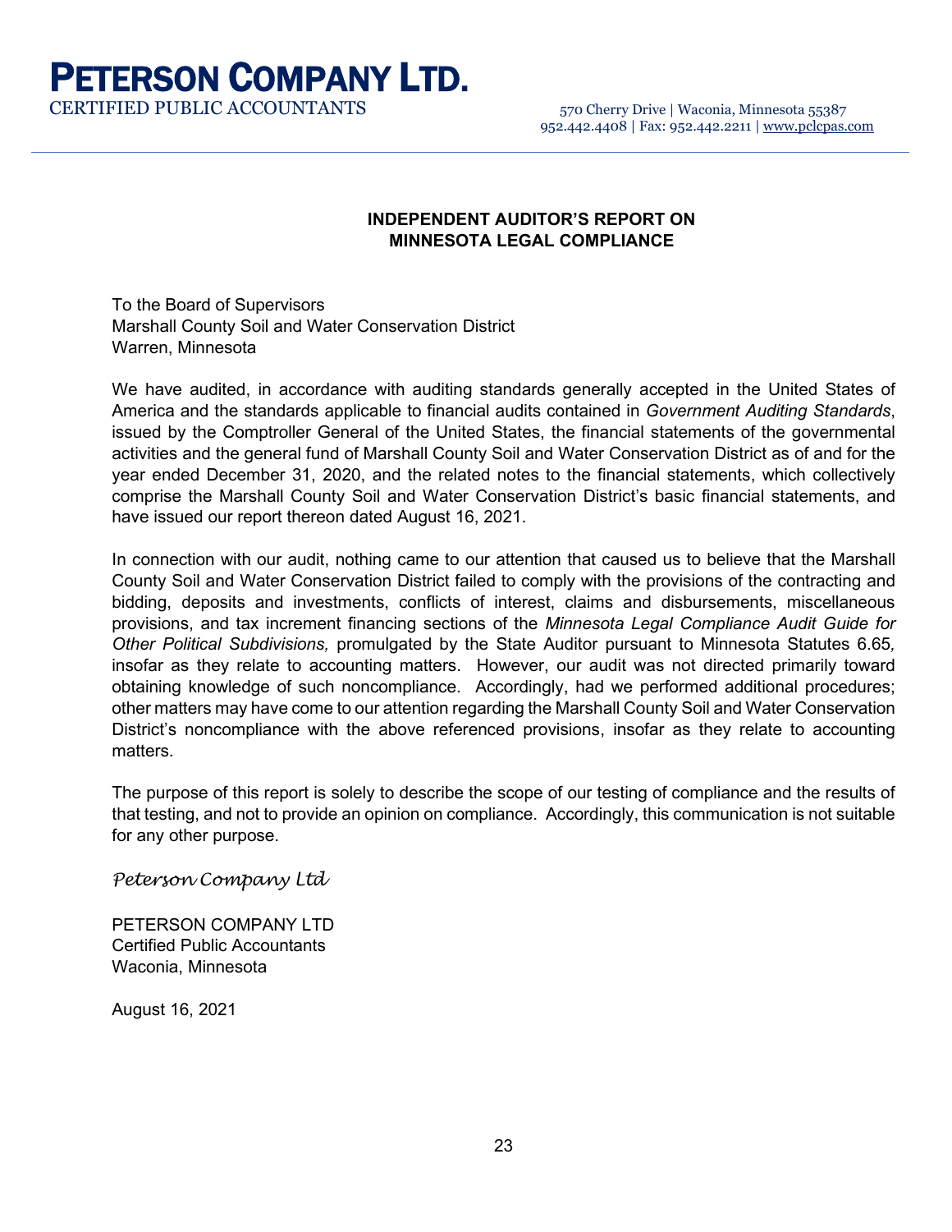# PETERSON COMPANY LTD.

CERTIFIED PUBLIC ACCOUNTANTS

570 Cherry Drive | Waconia, Minnesota 55387
952.442.4408 | Fax: 952.442.2211 | www.pclcpas.com

## INDEPENDENT AUDITOR'S REPORT ON MINNESOTA LEGAL COMPLIANCE

To the Board of Supervisors
Marshall County Soil and Water Conservation District
Warren, Minnesota

We have audited, in accordance with auditing standards generally accepted in the United States of America and the standards applicable to financial audits contained in *Government Auditing Standards*, issued by the Comptroller General of the United States, the financial statements of the governmental activities and the general fund of Marshall County Soil and Water Conservation District as of and for the year ended December 31, 2020, and the related notes to the financial statements, which collectively comprise the Marshall County Soil and Water Conservation District's basic financial statements, and have issued our report thereon dated August 16, 2021.

In connection with our audit, nothing came to our attention that caused us to believe that the Marshall County Soil and Water Conservation District failed to comply with the provisions of the contracting and bidding, deposits and investments, conflicts of interest, claims and disbursements, miscellaneous provisions, and tax increment financing sections of the *Minnesota Legal Compliance Audit Guide for Other Political Subdivisions,* promulgated by the State Auditor pursuant to Minnesota Statutes 6.65*,* insofar as they relate to accounting matters. However, our audit was not directed primarily toward obtaining knowledge of such noncompliance. Accordingly, had we performed additional procedures; other matters may have come to our attention regarding the Marshall County Soil and Water Conservation District's noncompliance with the above referenced provisions, insofar as they relate to accounting matters.

The purpose of this report is solely to describe the scope of our testing of compliance and the results of that testing, and not to provide an opinion on compliance. Accordingly, this communication is not suitable for any other purpose.

*Peterson Company Ltd*

PETERSON COMPANY LTD
Certified Public Accountants
Waconia, Minnesota

August 16, 2021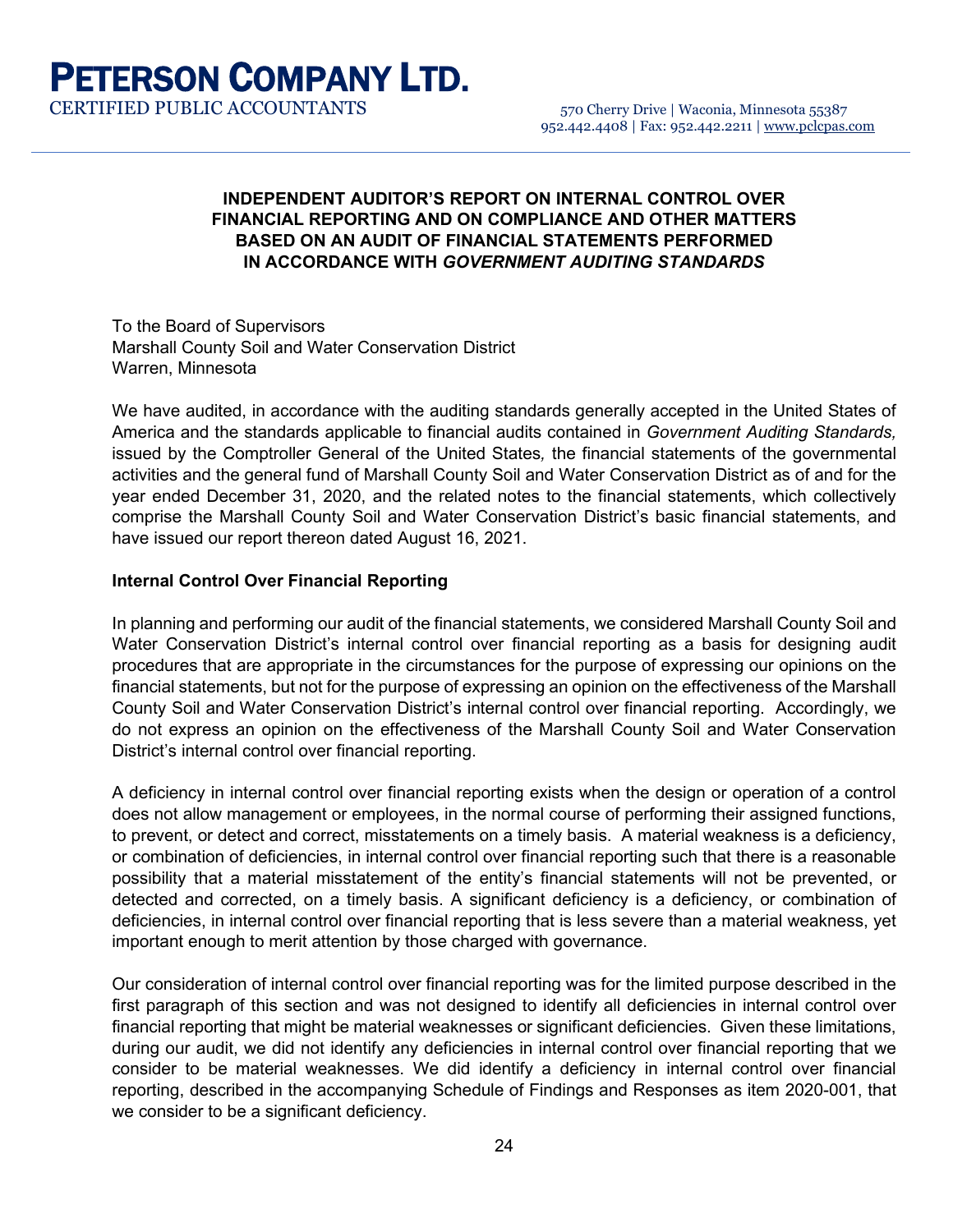# PETERSON COMPANY LTD.

CERTIFIED PUBLIC ACCOUNTANTS

570 Cherry Drive | Waconia, Minnesota 55387
952.442.4408 | Fax: 952.442.2211 | www.pclcpas.com

## INDEPENDENT AUDITOR'S REPORT ON INTERNAL CONTROL OVER FINANCIAL REPORTING AND ON COMPLIANCE AND OTHER MATTERS BASED ON AN AUDIT OF FINANCIAL STATEMENTS PERFORMED IN ACCORDANCE WITH *GOVERNMENT AUDITING STANDARDS*

To the Board of Supervisors
Marshall County Soil and Water Conservation District
Warren, Minnesota

We have audited, in accordance with the auditing standards generally accepted in the United States of America and the standards applicable to financial audits contained in *Government Auditing Standards,* issued by the Comptroller General of the United States, the financial statements of the governmental activities and the general fund of Marshall County Soil and Water Conservation District as of and for the year ended December 31, 2020, and the related notes to the financial statements, which collectively comprise the Marshall County Soil and Water Conservation District's basic financial statements, and have issued our report thereon dated August 16, 2021.

### Internal Control Over Financial Reporting

In planning and performing our audit of the financial statements, we considered Marshall County Soil and Water Conservation District's internal control over financial reporting as a basis for designing audit procedures that are appropriate in the circumstances for the purpose of expressing our opinions on the financial statements, but not for the purpose of expressing an opinion on the effectiveness of the Marshall County Soil and Water Conservation District's internal control over financial reporting. Accordingly, we do not express an opinion on the effectiveness of the Marshall County Soil and Water Conservation District's internal control over financial reporting.

A deficiency in internal control over financial reporting exists when the design or operation of a control does not allow management or employees, in the normal course of performing their assigned functions, to prevent, or detect and correct, misstatements on a timely basis. A material weakness is a deficiency, or combination of deficiencies, in internal control over financial reporting such that there is a reasonable possibility that a material misstatement of the entity's financial statements will not be prevented, or detected and corrected, on a timely basis. A significant deficiency is a deficiency, or combination of deficiencies, in internal control over financial reporting that is less severe than a material weakness, yet important enough to merit attention by those charged with governance.

Our consideration of internal control over financial reporting was for the limited purpose described in the first paragraph of this section and was not designed to identify all deficiencies in internal control over financial reporting that might be material weaknesses or significant deficiencies. Given these limitations, during our audit, we did not identify any deficiencies in internal control over financial reporting that we consider to be material weaknesses. We did identify a deficiency in internal control over financial reporting, described in the accompanying Schedule of Findings and Responses as item 2020-001, that we consider to be a significant deficiency.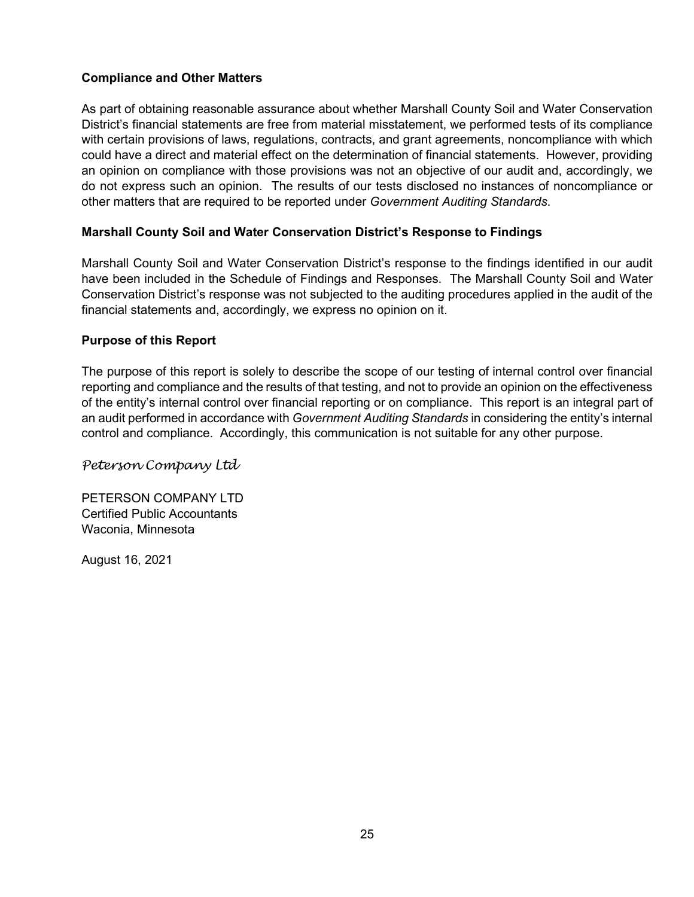**Compliance and Other Matters**

As part of obtaining reasonable assurance about whether Marshall County Soil and Water Conservation District's financial statements are free from material misstatement, we performed tests of its compliance with certain provisions of laws, regulations, contracts, and grant agreements, noncompliance with which could have a direct and material effect on the determination of financial statements. However, providing an opinion on compliance with those provisions was not an objective of our audit and, accordingly, we do not express such an opinion. The results of our tests disclosed no instances of noncompliance or other matters that are required to be reported under *Government Auditing Standards*.

**Marshall County Soil and Water Conservation District's Response to Findings**

Marshall County Soil and Water Conservation District's response to the findings identified in our audit have been included in the Schedule of Findings and Responses. The Marshall County Soil and Water Conservation District's response was not subjected to the auditing procedures applied in the audit of the financial statements and, accordingly, we express no opinion on it.

**Purpose of this Report**

The purpose of this report is solely to describe the scope of our testing of internal control over financial reporting and compliance and the results of that testing, and not to provide an opinion on the effectiveness of the entity's internal control over financial reporting or on compliance. This report is an integral part of an audit performed in accordance with *Government Auditing Standards* in considering the entity's internal control and compliance. Accordingly, this communication is not suitable for any other purpose.

*Peterson Company Ltd*

PETERSON COMPANY LTD
Certified Public Accountants
Waconia, Minnesota

August 16, 2021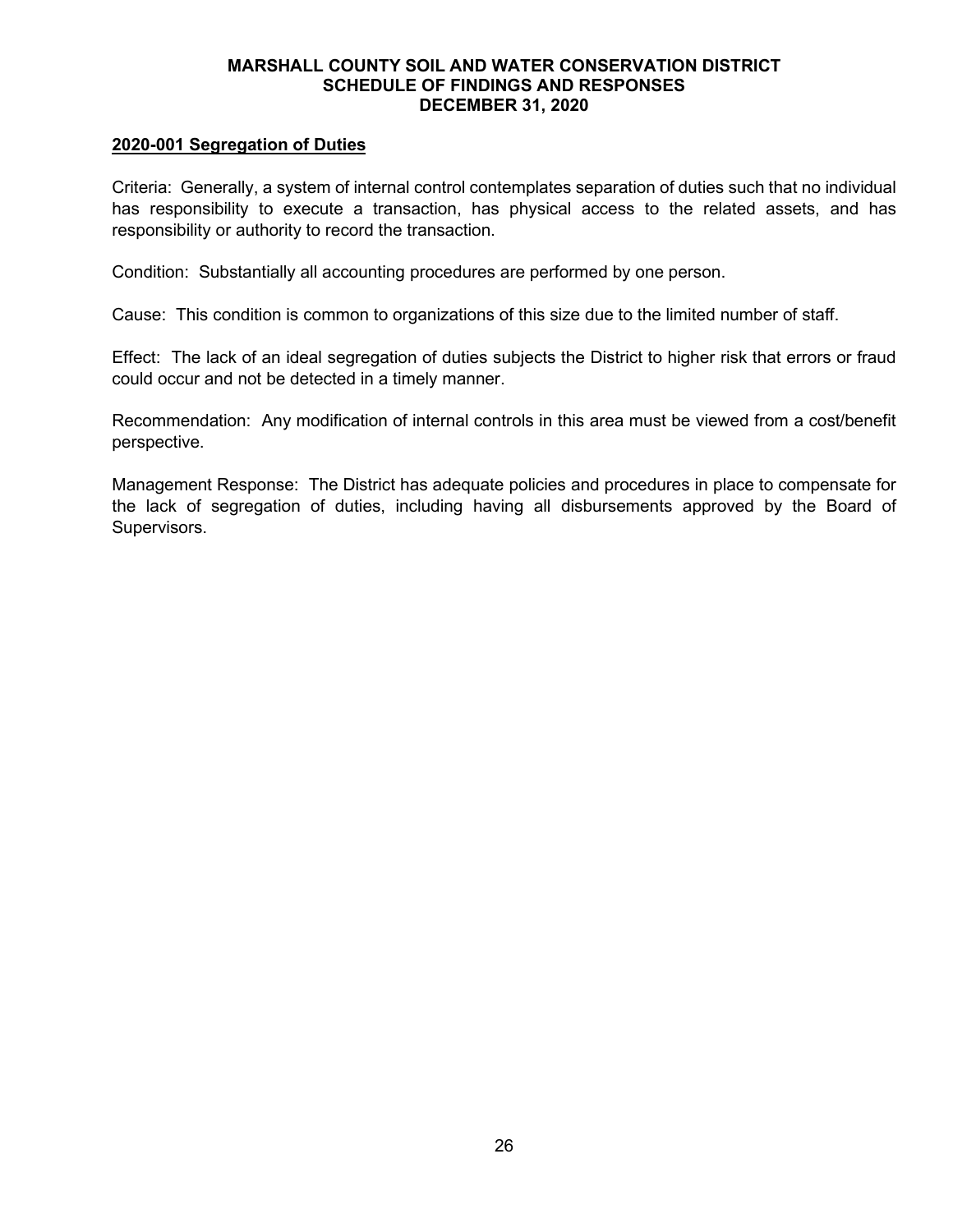# MARSHALL COUNTY SOIL AND WATER CONSERVATION DISTRICT
## SCHEDULE OF FINDINGS AND RESPONSES
## DECEMBER 31, 2020

### 2020-001 Segregation of Duties

Criteria: Generally, a system of internal control contemplates separation of duties such that no individual has responsibility to execute a transaction, has physical access to the related assets, and has responsibility or authority to record the transaction.

Condition: Substantially all accounting procedures are performed by one person.

Cause: This condition is common to organizations of this size due to the limited number of staff.

Effect: The lack of an ideal segregation of duties subjects the District to higher risk that errors or fraud could occur and not be detected in a timely manner.

Recommendation: Any modification of internal controls in this area must be viewed from a cost/benefit perspective.

Management Response: The District has adequate policies and procedures in place to compensate for the lack of segregation of duties, including having all disbursements approved by the Board of Supervisors.